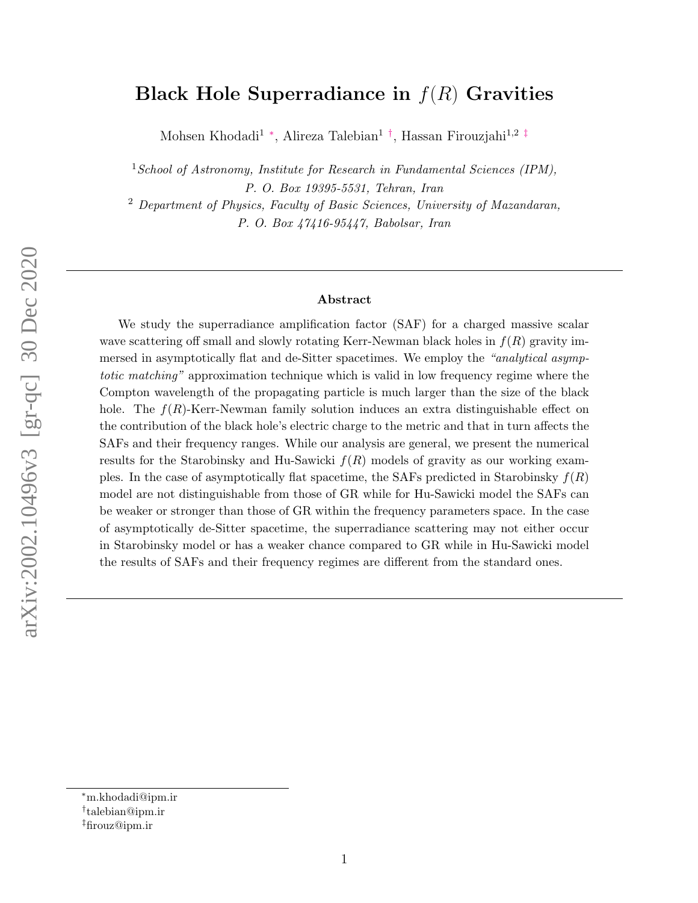# Black Hole Superradiance in $f(R)$ Gravities

Mohsen Khodadi[1] [*], Alireza Talebian[1] [†], Hassan Firouzjahi[1,2] [‡]

[1] *School of Astronomy, Institute for Research in Fundamental Sciences (IPM), P. O. Box 19395-5531, Tehran, Iran*

[2] *Department of Physics, Faculty of Basic Sciences, University of Mazandaran, P. O. Box 47416-95447, Babolsar, Iran*

---

**Abstract**

We study the superradiance amplification factor (SAF) for a charged massive scalar wave scattering off small and slowly rotating Kerr-Newman black holes in $f(R)$ gravity immersed in asymptotically flat and de-Sitter spacetimes. We employ the *"analytical asymptotic matching"* approximation technique which is valid in low frequency regime where the Compton wavelength of the propagating particle is much larger than the size of the black hole. The $f(R)$-Kerr-Newman family solution induces an extra distinguishable effect on the contribution of the black hole's electric charge to the metric and that in turn affects the SAFs and their frequency ranges. While our analysis are general, we present the numerical results for the Starobinsky and Hu-Sawicki $f(R)$ models of gravity as our working examples. In the case of asymptotically flat spacetime, the SAFs predicted in Starobinsky $f(R)$ model are not distinguishable from those of GR while for Hu-Sawicki model the SAFs can be weaker or stronger than those of GR within the frequency parameters space. In the case of asymptotically de-Sitter spacetime, the superradiance scattering may not either occur in Starobinsky model or has a weaker chance compared to GR while in Hu-Sawicki model the results of SAFs and their frequency regimes are different from the standard ones.

---

[*] m.khodadi@ipm.ir
[†] talebian@ipm.ir
[‡] firouz@ipm.ir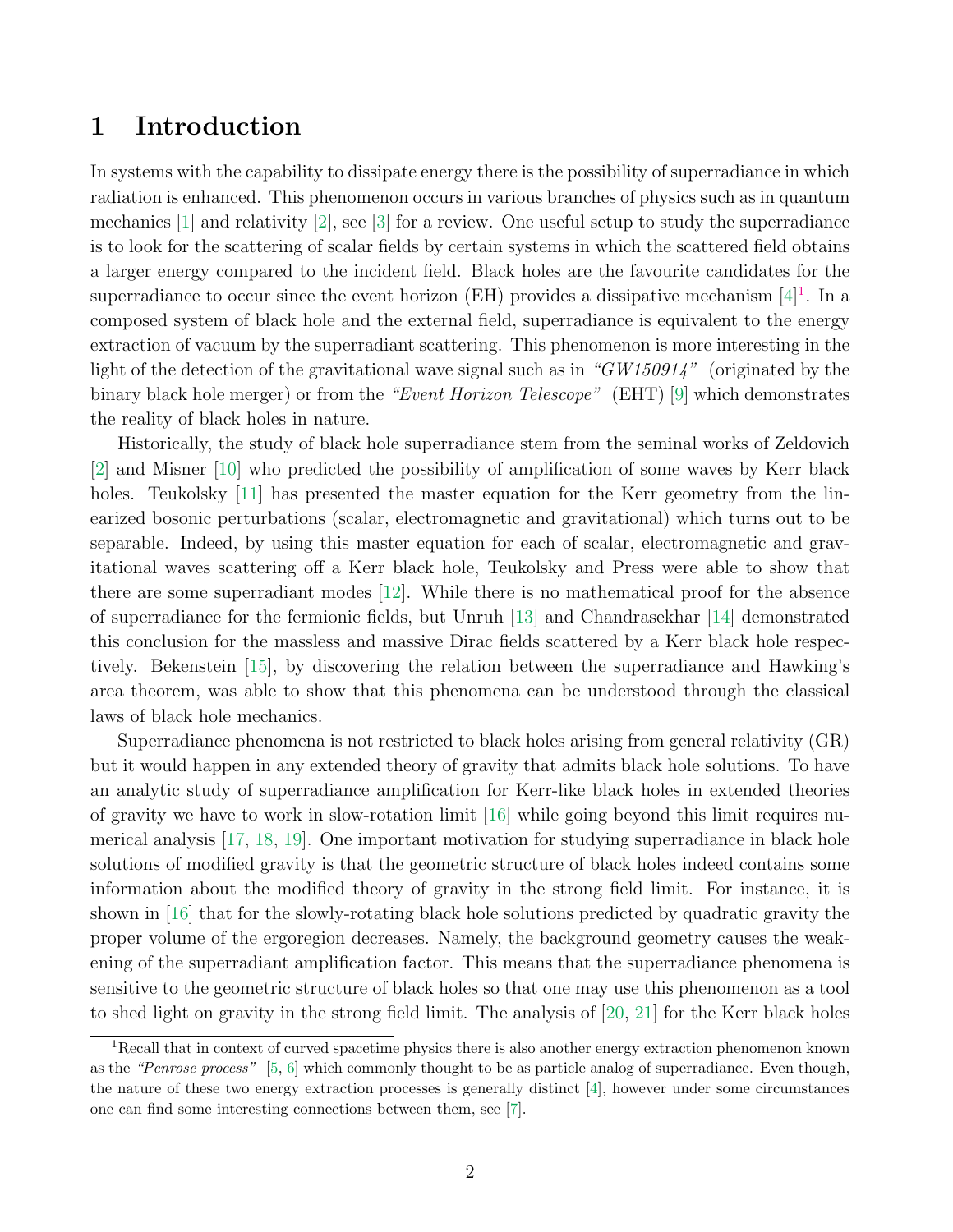# 1 Introduction

In systems with the capability to dissipate energy there is the possibility of superradiance in which radiation is enhanced. This phenomenon occurs in various branches of physics such as in quantum mechanics [1] and relativity [2], see [3] for a review. One useful setup to study the superradiance is to look for the scattering of scalar fields by certain systems in which the scattered field obtains a larger energy compared to the incident field. Black holes are the favourite candidates for the superradiance to occur since the event horizon (EH) provides a dissipative mechanism [4][1]. In a composed system of black hole and the external field, superradiance is equivalent to the energy extraction of vacuum by the superradiant scattering. This phenomenon is more interesting in the light of the detection of the gravitational wave signal such as in *"GW150914"* (originated by the binary black hole merger) or from the *"Event Horizon Telescope"* (EHT) [9] which demonstrates the reality of black holes in nature.

Historically, the study of black hole superradiance stem from the seminal works of Zeldovich [2] and Misner [10] who predicted the possibility of amplification of some waves by Kerr black holes. Teukolsky [11] has presented the master equation for the Kerr geometry from the linearized bosonic perturbations (scalar, electromagnetic and gravitational) which turns out to be separable. Indeed, by using this master equation for each of scalar, electromagnetic and gravitational waves scattering off a Kerr black hole, Teukolsky and Press were able to show that there are some superradiant modes [12]. While there is no mathematical proof for the absence of superradiance for the fermionic fields, but Unruh [13] and Chandrasekhar [14] demonstrated this conclusion for the massless and massive Dirac fields scattered by a Kerr black hole respectively. Bekenstein [15], by discovering the relation between the superradiance and Hawking's area theorem, was able to show that this phenomena can be understood through the classical laws of black hole mechanics.

Superradiance phenomena is not restricted to black holes arising from general relativity (GR) but it would happen in any extended theory of gravity that admits black hole solutions. To have an analytic study of superradiance amplification for Kerr-like black holes in extended theories of gravity we have to work in slow-rotation limit [16] while going beyond this limit requires numerical analysis [17, 18, 19]. One important motivation for studying superradiance in black hole solutions of modified gravity is that the geometric structure of black holes indeed contains some information about the modified theory of gravity in the strong field limit. For instance, it is shown in [16] that for the slowly-rotating black hole solutions predicted by quadratic gravity the proper volume of the ergoregion decreases. Namely, the background geometry causes the weakening of the superradiant amplification factor. This means that the superradiance phenomena is sensitive to the geometric structure of black holes so that one may use this phenomenon as a tool to shed light on gravity in the strong field limit. The analysis of [20, 21] for the Kerr black holes

[1] Recall that in context of curved spacetime physics there is also another energy extraction phenomenon known as the *"Penrose process"* [5, 6] which commonly thought to be as particle analog of superradiance. Even though, the nature of these two energy extraction processes is generally distinct [4], however under some circumstances one can find some interesting connections between them, see [7].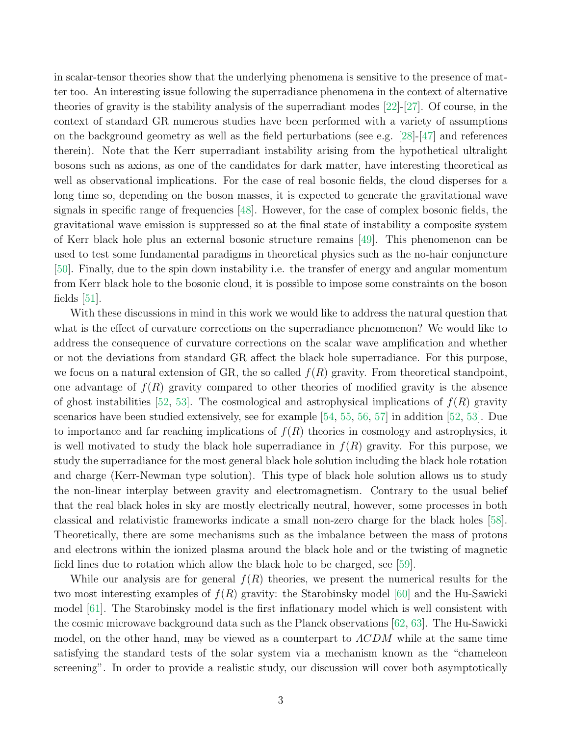in scalar-tensor theories show that the underlying phenomena is sensitive to the presence of matter too. An interesting issue following the superradiance phenomena in the context of alternative theories of gravity is the stability analysis of the superradiant modes [22]-[27]. Of course, in the context of standard GR numerous studies have been performed with a variety of assumptions on the background geometry as well as the field perturbations (see e.g. [28]-[47] and references therein). Note that the Kerr superradiant instability arising from the hypothetical ultralight bosons such as axions, as one of the candidates for dark matter, have interesting theoretical as well as observational implications. For the case of real bosonic fields, the cloud disperses for a long time so, depending on the boson masses, it is expected to generate the gravitational wave signals in specific range of frequencies [48]. However, for the case of complex bosonic fields, the gravitational wave emission is suppressed so at the final state of instability a composite system of Kerr black hole plus an external bosonic structure remains [49]. This phenomenon can be used to test some fundamental paradigms in theoretical physics such as the no-hair conjuncture [50]. Finally, due to the spin down instability i.e. the transfer of energy and angular momentum from Kerr black hole to the bosonic cloud, it is possible to impose some constraints on the boson fields [51].

With these discussions in mind in this work we would like to address the natural question that what is the effect of curvature corrections on the superradiance phenomenon? We would like to address the consequence of curvature corrections on the scalar wave amplification and whether or not the deviations from standard GR affect the black hole superradiance. For this purpose, we focus on a natural extension of GR, the so called $f(R)$ gravity. From theoretical standpoint, one advantage of $f(R)$ gravity compared to other theories of modified gravity is the absence of ghost instabilities [52, 53]. The cosmological and astrophysical implications of $f(R)$ gravity scenarios have been studied extensively, see for example [54, 55, 56, 57] in addition [52, 53]. Due to importance and far reaching implications of $f(R)$ theories in cosmology and astrophysics, it is well motivated to study the black hole superradiance in $f(R)$ gravity. For this purpose, we study the superradiance for the most general black hole solution including the black hole rotation and charge (Kerr-Newman type solution). This type of black hole solution allows us to study the non-linear interplay between gravity and electromagnetism. Contrary to the usual belief that the real black holes in sky are mostly electrically neutral, however, some processes in both classical and relativistic frameworks indicate a small non-zero charge for the black holes [58]. Theoretically, there are some mechanisms such as the imbalance between the mass of protons and electrons within the ionized plasma around the black hole and or the twisting of magnetic field lines due to rotation which allow the black hole to be charged, see [59].

While our analysis are for general $f(R)$ theories, we present the numerical results for the two most interesting examples of $f(R)$ gravity: the Starobinsky model [60] and the Hu-Sawicki model [61]. The Starobinsky model is the first inflationary model which is well consistent with the cosmic microwave background data such as the Planck observations [62, 63]. The Hu-Sawicki model, on the other hand, may be viewed as a counterpart to $\Lambda CDM$ while at the same time satisfying the standard tests of the solar system via a mechanism known as the "chameleon screening". In order to provide a realistic study, our discussion will cover both asymptotically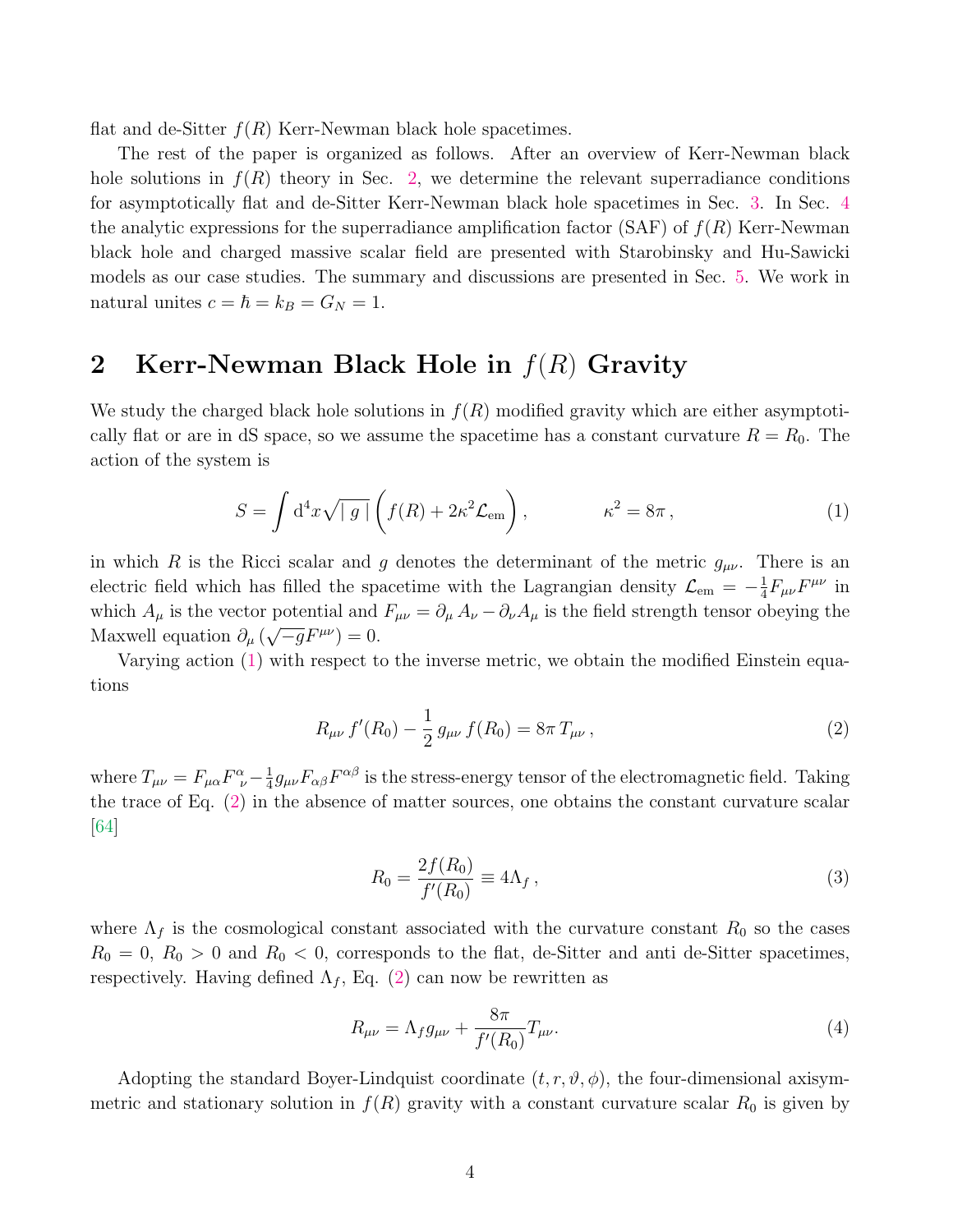flat and de-Sitter $f(R)$ Kerr-Newman black hole spacetimes.

The rest of the paper is organized as follows. After an overview of Kerr-Newman black hole solutions in $f(R)$ theory in Sec. 2, we determine the relevant superradiance conditions for asymptotically flat and de-Sitter Kerr-Newman black hole spacetimes in Sec. 3. In Sec. 4 the analytic expressions for the superradiance amplification factor (SAF) of $f(R)$ Kerr-Newman black hole and charged massive scalar field are presented with Starobinsky and Hu-Sawicki models as our case studies. The summary and discussions are presented in Sec. 5. We work in natural unites $c = \hbar = k_B = G_N = 1$.

## 2 Kerr-Newman Black Hole in $f(R)$ Gravity

We study the charged black hole solutions in $f(R)$ modified gravity which are either asymptotically flat or are in dS space, so we assume the spacetime has a constant curvature $R = R_0$. The action of the system is

$$S = \int \mathrm{d}^4x \sqrt{|\, g\,|} \left( f(R) + 2\kappa^2 \mathcal{L}_{\rm em} \right), \qquad\qquad \kappa^2 = 8\pi\,, \tag{1}$$

in which $R$ is the Ricci scalar and $g$ denotes the determinant of the metric $g_{\mu\nu}$. There is an electric field which has filled the spacetime with the Lagrangian density $\mathcal{L}_{\rm em} = -\frac{1}{4}F_{\mu\nu}F^{\mu\nu}$ in which $A_\mu$ is the vector potential and $F_{\mu\nu} = \partial_\mu A_\nu - \partial_\nu A_\mu$ is the field strength tensor obeying the Maxwell equation $\partial_\mu \left(\sqrt{-g}F^{\mu\nu}\right) = 0$.

Varying action (1) with respect to the inverse metric, we obtain the modified Einstein equations

$$R_{\mu\nu}\, f'(R_0) - \frac{1}{2}\, g_{\mu\nu}\, f(R_0) = 8\pi\, T_{\mu\nu}\,, \tag{2}$$

where $T_{\mu\nu} = F_{\mu\alpha}F^{\alpha}_{\ \nu} - \frac{1}{4}g_{\mu\nu}F_{\alpha\beta}F^{\alpha\beta}$ is the stress-energy tensor of the electromagnetic field. Taking the trace of Eq. (2) in the absence of matter sources, one obtains the constant curvature scalar [64]

$$R_0 = \frac{2f(R_0)}{f'(R_0)} \equiv 4\Lambda_f\,, \tag{3}$$

where $\Lambda_f$ is the cosmological constant associated with the curvature constant $R_0$ so the cases $R_0 = 0$, $R_0 > 0$ and $R_0 < 0$, corresponds to the flat, de-Sitter and anti de-Sitter spacetimes, respectively. Having defined $\Lambda_f$, Eq. (2) can now be rewritten as

$$R_{\mu\nu} = \Lambda_f g_{\mu\nu} + \frac{8\pi}{f'(R_0)} T_{\mu\nu}. \tag{4}$$

Adopting the standard Boyer-Lindquist coordinate $(t, r, \vartheta, \phi)$, the four-dimensional axisymmetric and stationary solution in $f(R)$ gravity with a constant curvature scalar $R_0$ is given by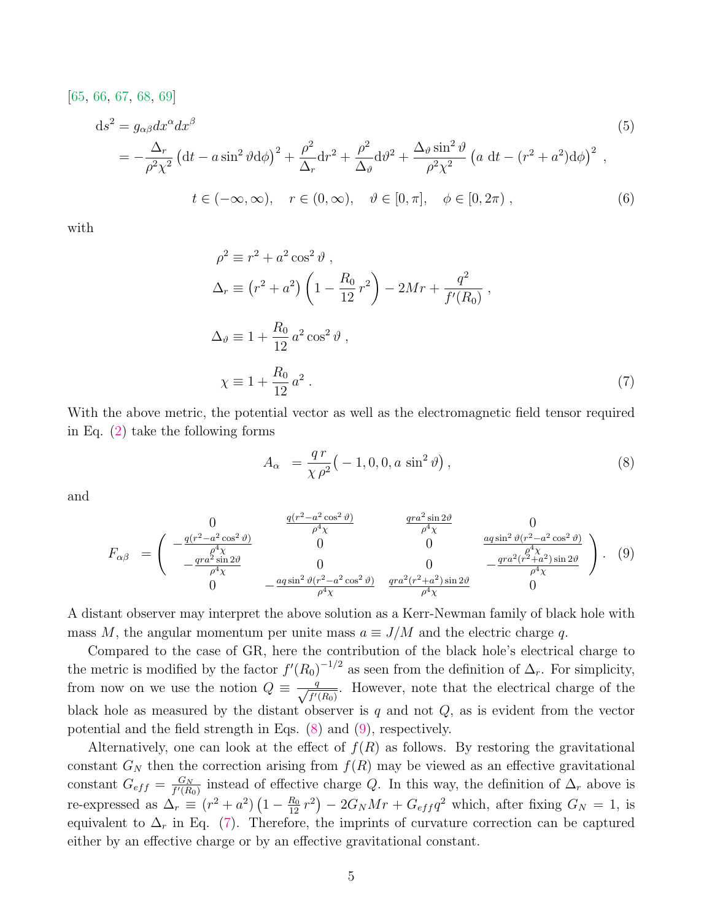[65, 66, 67, 68, 69]

$$
\begin{aligned}
\mathrm{d}s^2 &= g_{\alpha\beta}dx^\alpha dx^\beta \qquad (5)\\
&= -\frac{\Delta_r}{\rho^2\chi^2}\left(\mathrm{d}t - a\sin^2\vartheta\mathrm{d}\phi\right)^2 + \frac{\rho^2}{\Delta_r}\mathrm{d}r^2 + \frac{\rho^2}{\Delta_\vartheta}\mathrm{d}\vartheta^2 + \frac{\Delta_\vartheta \sin^2\vartheta}{\rho^2\chi^2}\left(a\ \mathrm{d}t - (r^2+a^2)\mathrm{d}\phi\right)^2 ,
\end{aligned}
$$

$$
t\in(-\infty,\infty),\quad r\in(0,\infty),\quad \vartheta\in[0,\pi],\quad \phi\in[0,2\pi)\ , \qquad (6)
$$

with

$$
\begin{aligned}
\rho^2 &\equiv r^2 + a^2\cos^2\vartheta\ ,\\
\Delta_r &\equiv \left(r^2+a^2\right)\left(1-\frac{R_0}{12}\,r^2\right) - 2Mr + \frac{q^2}{f'(R_0)}\ ,\\
\Delta_\vartheta &\equiv 1 + \frac{R_0}{12}\,a^2\cos^2\vartheta\ ,\\
\chi &\equiv 1 + \frac{R_0}{12}\,a^2\ . \qquad (7)
\end{aligned}
$$

With the above metric, the potential vector as well as the electromagnetic field tensor required in Eq. (2) take the following forms

$$
A_\alpha \ = \frac{q\,r}{\chi\,\rho^2}\big(-1,0,0,a\ \sin^2\vartheta\big)\,, \qquad (8)
$$

and

$$
F_{\alpha\beta} \ = \begin{pmatrix}
0 & \frac{q(r^2-a^2\cos^2\vartheta)}{\rho^4\chi} & \frac{qra^2\sin2\vartheta}{\rho^4\chi} & 0\\
-\frac{q(r^2-a^2\cos^2\vartheta)}{\rho^4\chi} & 0 & 0 & \frac{aq\sin^2\vartheta(r^2-a^2\cos^2\vartheta)}{\rho^4\chi}\\
-\frac{qra^2\sin2\vartheta}{\rho^4\chi} & 0 & 0 & -\frac{qra^2(r^2+a^2)\sin2\vartheta}{\rho^4\chi}\\
0 & -\frac{aq\sin^2\vartheta(r^2-a^2\cos^2\vartheta)}{\rho^4\chi} & \frac{qra^2(r^2+a^2)\sin2\vartheta}{\rho^4\chi} & 0
\end{pmatrix}. \qquad (9)
$$

A distant observer may interpret the above solution as a Kerr-Newman family of black hole with mass $M$, the angular momentum per unite mass $a\equiv J/M$ and the electric charge $q$.

Compared to the case of GR, here the contribution of the black hole's electrical charge to the metric is modified by the factor $f'(R_0)^{-1/2}$ as seen from the definition of $\Delta_r$. For simplicity, from now on we use the notion $Q\equiv\frac{q}{\sqrt{f'(R_0)}}$. However, note that the electrical charge of the black hole as measured by the distant observer is $q$ and not $Q$, as is evident from the vector potential and the field strength in Eqs. (8) and (9), respectively.

Alternatively, one can look at the effect of $f(R)$ as follows. By restoring the gravitational constant $G_N$ then the correction arising from $f(R)$ may be viewed as an effective gravitational constant $G_{eff}=\frac{G_N}{f'(R_0)}$ instead of effective charge $Q$. In this way, the definition of $\Delta_r$ above is re-expressed as $\Delta_r\equiv\left(r^2+a^2\right)\left(1-\frac{R_0}{12}\,r^2\right)-2G_NMr+G_{eff}q^2$ which, after fixing $G_N=1$, is equivalent to $\Delta_r$ in Eq. (7). Therefore, the imprints of curvature correction can be captured either by an effective charge or by an effective gravitational constant.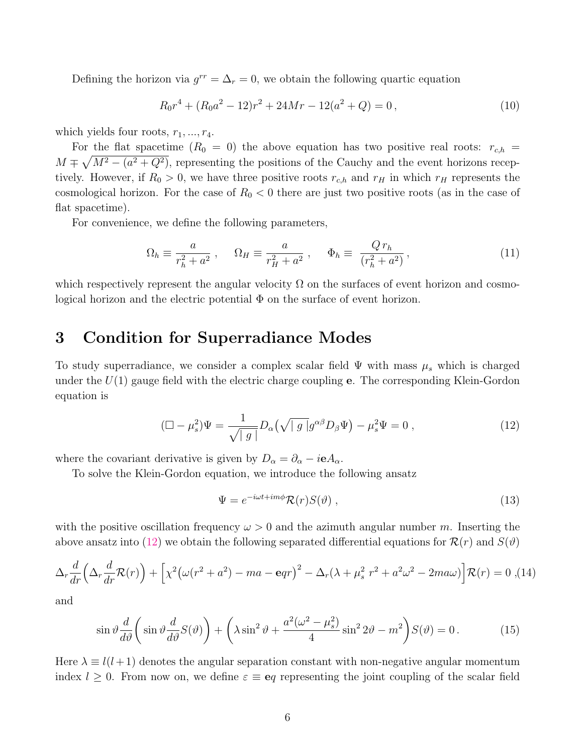Defining the horizon via $g^{rr} = \Delta_r = 0$, we obtain the following quartic equation

$$
R_0 r^4 + (R_0 a^2 - 12) r^2 + 24 M r - 12(a^2 + Q) = 0\,, \tag{10}
$$

which yields four roots, $r_1, ..., r_4$.

For the flat spacetime ($R_0 = 0$) the above equation has two positive real roots: $r_{c,h} = M \mp \sqrt{M^2 - (a^2 + Q^2)}$, representing the positions of the Cauchy and the event horizons receptively. However, if $R_0 > 0$, we have three positive roots $r_{c,h}$ and $r_H$ in which $r_H$ represents the cosmological horizon. For the case of $R_0 < 0$ there are just two positive roots (as in the case of flat spacetime).

For convenience, we define the following parameters,

$$
\Omega_h \equiv \frac{a}{r_h^2 + a^2}\,, \qquad \Omega_H \equiv \frac{a}{r_H^2 + a^2}\,, \qquad \Phi_h \equiv \frac{Q\, r_h}{(r_h^2 + a^2)}\,, \tag{11}
$$

which respectively represent the angular velocity $\Omega$ on the surfaces of event horizon and cosmological horizon and the electric potential $\Phi$ on the surface of event horizon.

# 3 Condition for Superradiance Modes

To study superradiance, we consider a complex scalar field $\Psi$ with mass $\mu_s$ which is charged under the $U(1)$ gauge field with the electric charge coupling $\mathbf{e}$. The corresponding Klein-Gordon equation is

$$
(\Box - \mu_s^2)\Psi = \frac{1}{\sqrt{\mid g \mid}} D_\alpha\big(\sqrt{\mid g \mid} g^{\alpha\beta} D_\beta \Psi\big) - \mu_s^2 \Psi = 0\,, \tag{12}
$$

where the covariant derivative is given by $D_\alpha = \partial_\alpha - i\mathbf{e}A_\alpha$.

To solve the Klein-Gordon equation, we introduce the following ansatz

$$
\Psi = e^{-i\omega t + im\phi} \mathcal{R}(r) S(\vartheta)\,, \tag{13}
$$

with the positive oscillation frequency $\omega > 0$ and the azimuth angular number $m$. Inserting the above ansatz into (12) we obtain the following separated differential equations for $\mathcal{R}(r)$ and $S(\vartheta)$

$$
\Delta_r \frac{d}{dr}\Big(\Delta_r \frac{d}{dr}\mathcal{R}(r)\Big) + \Big[\chi^2\big(\omega(r^2 + a^2) - ma - \mathbf{e}qr\big)^2 - \Delta_r(\lambda + \mu_s^2\, r^2 + a^2\omega^2 - 2ma\omega)\Big]\mathcal{R}(r) = 0\,, \tag{14}
$$

and

$$
\sin\vartheta \frac{d}{d\vartheta}\bigg(\sin\vartheta \frac{d}{d\vartheta} S(\vartheta)\bigg) + \bigg(\lambda \sin^2\vartheta + \frac{a^2(\omega^2 - \mu_s^2)}{4}\sin^2 2\vartheta - m^2\bigg) S(\vartheta) = 0\,. \tag{15}
$$

Here $\lambda \equiv l(l+1)$ denotes the angular separation constant with non-negative angular momentum index $l \geq 0$. From now on, we define $\varepsilon \equiv \mathbf{e}q$ representing the joint coupling of the scalar field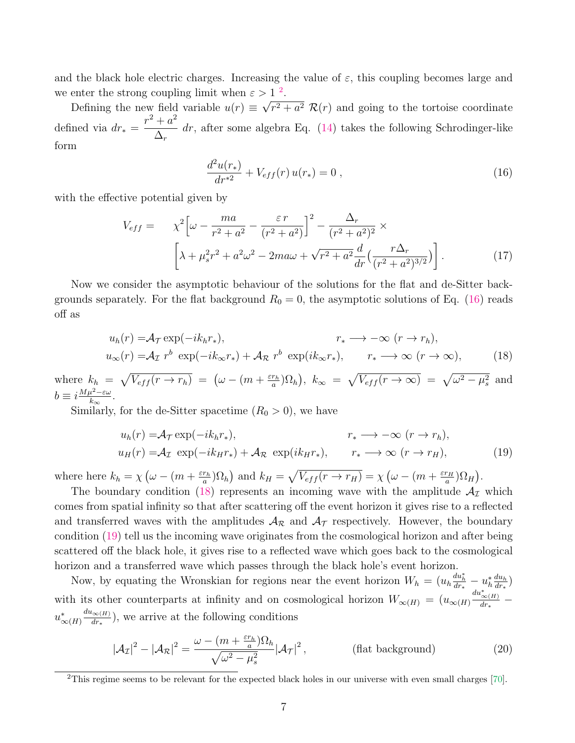and the black hole electric charges. Increasing the value of $\varepsilon$, this coupling becomes large and we enter the strong coupling limit when $\varepsilon > 1$ [2].

Defining the new field variable $u(r) \equiv \sqrt{r^2+a^2}\ \mathcal{R}(r)$ and going to the tortoise coordinate defined via $dr_* = \dfrac{r^2+a^2}{\Delta_r}\ dr$, after some algebra Eq. (14) takes the following Schrodinger-like form

$$\frac{d^2u(r_*)}{dr^{*2}} + V_{eff}(r)\, u(r_*) = 0\ , \tag{16}$$

with the effective potential given by

$$V_{eff} = \quad \chi^2\Big[\omega - \frac{ma}{r^2+a^2} - \frac{\varepsilon\, r}{(r^2+a^2)}\Big]^2 - \frac{\Delta_r}{(r^2+a^2)^2}\times$$
$$\Big[\lambda + \mu_s^2 r^2 + a^2\omega^2 - 2ma\omega + \sqrt{r^2+a^2}\frac{d}{dr}\Big(\frac{r\Delta_r}{(r^2+a^2)^{3/2}}\Big)\Big]\,. \tag{17}$$

Now we consider the asymptotic behaviour of the solutions for the flat and de-Sitter backgrounds separately. For the flat background $R_0 = 0$, the asymptotic solutions of Eq. (16) reads off as

$$\begin{aligned} u_h(r) =& \mathcal{A}_{\mathcal{T}} \exp(-ik_h r_*), \qquad\qquad\qquad r_* \longrightarrow -\infty\ (r\to r_h),\\ u_\infty(r) =& \mathcal{A}_{\mathcal{I}}\ r^b\ \exp(-ik_\infty r_*) + \mathcal{A}_{\mathcal{R}}\ r^b\ \exp(ik_\infty r_*), \qquad r_* \longrightarrow \infty\ (r\to\infty), \end{aligned} \tag{18}$$

where $k_h = \sqrt{V_{eff}(r\to r_h)} = \big(\omega - (m + \frac{\varepsilon r_h}{a})\Omega_h\big)$, $k_\infty = \sqrt{V_{eff}(r\to\infty)} = \sqrt{\omega^2-\mu_s^2}$ and $b \equiv i\frac{M\mu^2-\varepsilon\omega}{k_\infty}$.

Similarly, for the de-Sitter spacetime ($R_0 > 0$), we have

$$\begin{aligned} u_h(r) =& \mathcal{A}_{\mathcal{T}} \exp(-ik_h r_*), \qquad\qquad\qquad r_* \longrightarrow -\infty\ (r\to r_h),\\ u_H(r) =& \mathcal{A}_{\mathcal{I}}\ \exp(-ik_H r_*) + \mathcal{A}_{\mathcal{R}}\ \exp(ik_H r_*), \qquad r_* \longrightarrow \infty\ (r\to r_H), \end{aligned} \tag{19}$$

where here $k_h = \chi\big(\omega - (m + \frac{\varepsilon r_h}{a})\Omega_h\big)$ and $k_H = \sqrt{V_{eff}(r\to r_H)} = \chi\big(\omega - (m + \frac{\varepsilon r_H}{a})\Omega_H\big)$.

The boundary condition (18) represents an incoming wave with the amplitude $\mathcal{A}_{\mathcal{I}}$ which comes from spatial infinity so that after scattering off the event horizon it gives rise to a reflected and transferred waves with the amplitudes $\mathcal{A}_{\mathcal{R}}$ and $\mathcal{A}_{\mathcal{T}}$ respectively. However, the boundary condition (19) tell us the incoming wave originates from the cosmological horizon and after being scattered off the black hole, it gives rise to a reflected wave which goes back to the cosmological horizon and a transferred wave which passes through the black hole's event horizon.

Now, by equating the Wronskian for regions near the event horizon $W_h = (u_h\frac{du_h^*}{dr_*} - u_h^*\frac{du_h}{dr_*})$ with its other counterparts at infinity and on cosmological horizon $W_{\infty(H)} = (u_{\infty(H)}\frac{du^*_{\infty(H)}}{dr_*} - u^*_{\infty(H)}\frac{du_{\infty(H)}}{dr_*})$, we arrive at the following conditions

$$|\mathcal{A}_{\mathcal{I}}|^2 - |\mathcal{A}_{\mathcal{R}}|^2 = \frac{\omega - (m+\frac{\varepsilon r_h}{a})\Omega_h}{\sqrt{\omega^2-\mu_s^2}}|\mathcal{A}_{\mathcal{T}}|^2\,, \qquad \text{(flat background)} \tag{20}$$

[2] This regime seems to be relevant for the expected black holes in our universe with even small charges [70].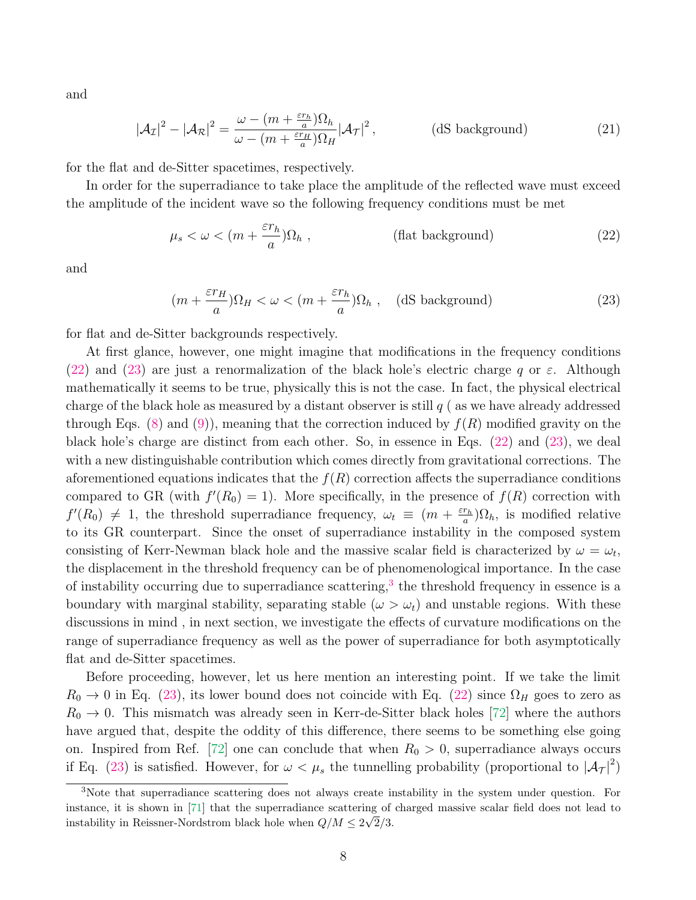and

$$
|\mathcal{A}_\mathcal{I}|^2 - |\mathcal{A}_\mathcal{R}|^2 = \frac{\omega - (m + \frac{\varepsilon r_h}{a})\Omega_h}{\omega - (m + \frac{\varepsilon r_H}{a})\Omega_H} |\mathcal{A}_\mathcal{T}|^2 \,, \qquad \text{(dS background)} \tag{21}
$$

for the flat and de-Sitter spacetimes, respectively.

In order for the superradiance to take place the amplitude of the reflected wave must exceed the amplitude of the incident wave so the following frequency conditions must be met

$$
\mu_s < \omega < (m + \frac{\varepsilon r_h}{a})\Omega_h \,, \qquad \text{(flat background)} \tag{22}
$$

and

$$
(m + \frac{\varepsilon r_H}{a})\Omega_H < \omega < (m + \frac{\varepsilon r_h}{a})\Omega_h \,, \quad \text{(dS background)} \tag{23}
$$

for flat and de-Sitter backgrounds respectively.

At first glance, however, one might imagine that modifications in the frequency conditions (22) and (23) are just a renormalization of the black hole's electric charge $q$ or $\varepsilon$. Although mathematically it seems to be true, physically this is not the case. In fact, the physical electrical charge of the black hole as measured by a distant observer is still $q$ ( as we have already addressed through Eqs. (8) and (9)), meaning that the correction induced by $f(R)$ modified gravity on the black hole's charge are distinct from each other. So, in essence in Eqs. (22) and (23), we deal with a new distinguishable contribution which comes directly from gravitational corrections. The aforementioned equations indicates that the $f(R)$ correction affects the superradiance conditions compared to GR (with $f'(R_0) = 1$). More specifically, in the presence of $f(R)$ correction with $f'(R_0) \neq 1$, the threshold superradiance frequency, $\omega_t \equiv (m + \frac{\varepsilon r_h}{a})\Omega_h$, is modified relative to its GR counterpart. Since the onset of superradiance instability in the composed system consisting of Kerr-Newman black hole and the massive scalar field is characterized by $\omega = \omega_t$, the displacement in the threshold frequency can be of phenomenological importance. In the case of instability occurring due to superradiance scattering,[3] the threshold frequency in essence is a boundary with marginal stability, separating stable ($\omega > \omega_t$) and unstable regions. With these discussions in mind , in next section, we investigate the effects of curvature modifications on the range of superradiance frequency as well as the power of superradiance for both asymptotically flat and de-Sitter spacetimes.

Before proceeding, however, let us here mention an interesting point. If we take the limit $R_0 \to 0$ in Eq. (23), its lower bound does not coincide with Eq. (22) since $\Omega_H$ goes to zero as $R_0 \to 0$. This mismatch was already seen in Kerr-de-Sitter black holes [72] where the authors have argued that, despite the oddity of this difference, there seems to be something else going on. Inspired from Ref. [72] one can conclude that when $R_0 > 0$, superradiance always occurs if Eq. (23) is satisfied. However, for $\omega < \mu_s$ the tunnelling probability (proportional to $|\mathcal{A}_\mathcal{T}|^2$)

[3] Note that superradiance scattering does not always create instability in the system under question. For instance, it is shown in [71] that the superradiance scattering of charged massive scalar field does not lead to instability in Reissner-Nordstrom black hole when $Q/M \leq 2\sqrt{2}/3$.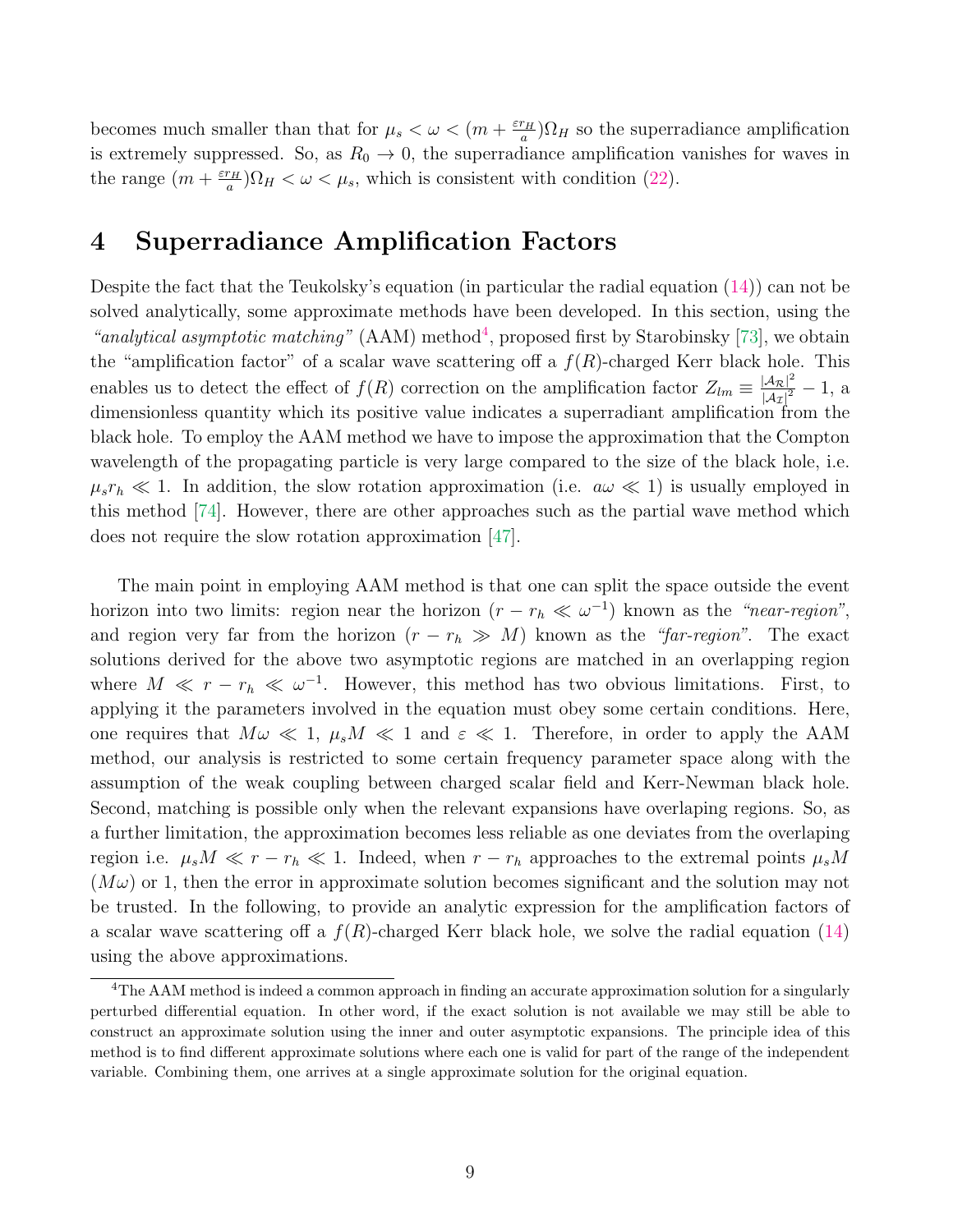becomes much smaller than that for $\mu_s < \omega < (m + \frac{\varepsilon r_H}{a})\Omega_H$ so the superradiance amplification is extremely suppressed. So, as $R_0 \to 0$, the superradiance amplification vanishes for waves in the range $(m + \frac{\varepsilon r_H}{a})\Omega_H < \omega < \mu_s$, which is consistent with condition (22).

# 4 Superradiance Amplification Factors

Despite the fact that the Teukolsky's equation (in particular the radial equation (14)) can not be solved analytically, some approximate methods have been developed. In this section, using the *"analytical asymptotic matching"* (AAM) method[4], proposed first by Starobinsky [73], we obtain the "amplification factor" of a scalar wave scattering off a $f(R)$-charged Kerr black hole. This enables us to detect the effect of $f(R)$ correction on the amplification factor $Z_{lm} \equiv \frac{|\mathcal{A}_\mathcal{R}|^2}{|\mathcal{A}_\mathcal{I}|^2} - 1$, a dimensionless quantity which its positive value indicates a superradiant amplification from the black hole. To employ the AAM method we have to impose the approximation that the Compton wavelength of the propagating particle is very large compared to the size of the black hole, i.e. $\mu_s r_h \ll 1$. In addition, the slow rotation approximation (i.e. $a\omega \ll 1$) is usually employed in this method [74]. However, there are other approaches such as the partial wave method which does not require the slow rotation approximation [47].

The main point in employing AAM method is that one can split the space outside the event horizon into two limits: region near the horizon ($r - r_h \ll \omega^{-1}$) known as the *"near-region"*, and region very far from the horizon ($r - r_h \gg M$) known as the *"far-region"*. The exact solutions derived for the above two asymptotic regions are matched in an overlapping region where $M \ll r - r_h \ll \omega^{-1}$. However, this method has two obvious limitations. First, to applying it the parameters involved in the equation must obey some certain conditions. Here, one requires that $M\omega \ll 1$, $\mu_s M \ll 1$ and $\varepsilon \ll 1$. Therefore, in order to apply the AAM method, our analysis is restricted to some certain frequency parameter space along with the assumption of the weak coupling between charged scalar field and Kerr-Newman black hole. Second, matching is possible only when the relevant expansions have overlaping regions. So, as a further limitation, the approximation becomes less reliable as one deviates from the overlaping region i.e. $\mu_s M \ll r - r_h \ll 1$. Indeed, when $r - r_h$ approaches to the extremal points $\mu_s M$ ($M\omega$) or 1, then the error in approximate solution becomes significant and the solution may not be trusted. In the following, to provide an analytic expression for the amplification factors of a scalar wave scattering off a $f(R)$-charged Kerr black hole, we solve the radial equation (14) using the above approximations.

[4] The AAM method is indeed a common approach in finding an accurate approximation solution for a singularly perturbed differential equation. In other word, if the exact solution is not available we may still be able to construct an approximate solution using the inner and outer asymptotic expansions. The principle idea of this method is to find different approximate solutions where each one is valid for part of the range of the independent variable. Combining them, one arrives at a single approximate solution for the original equation.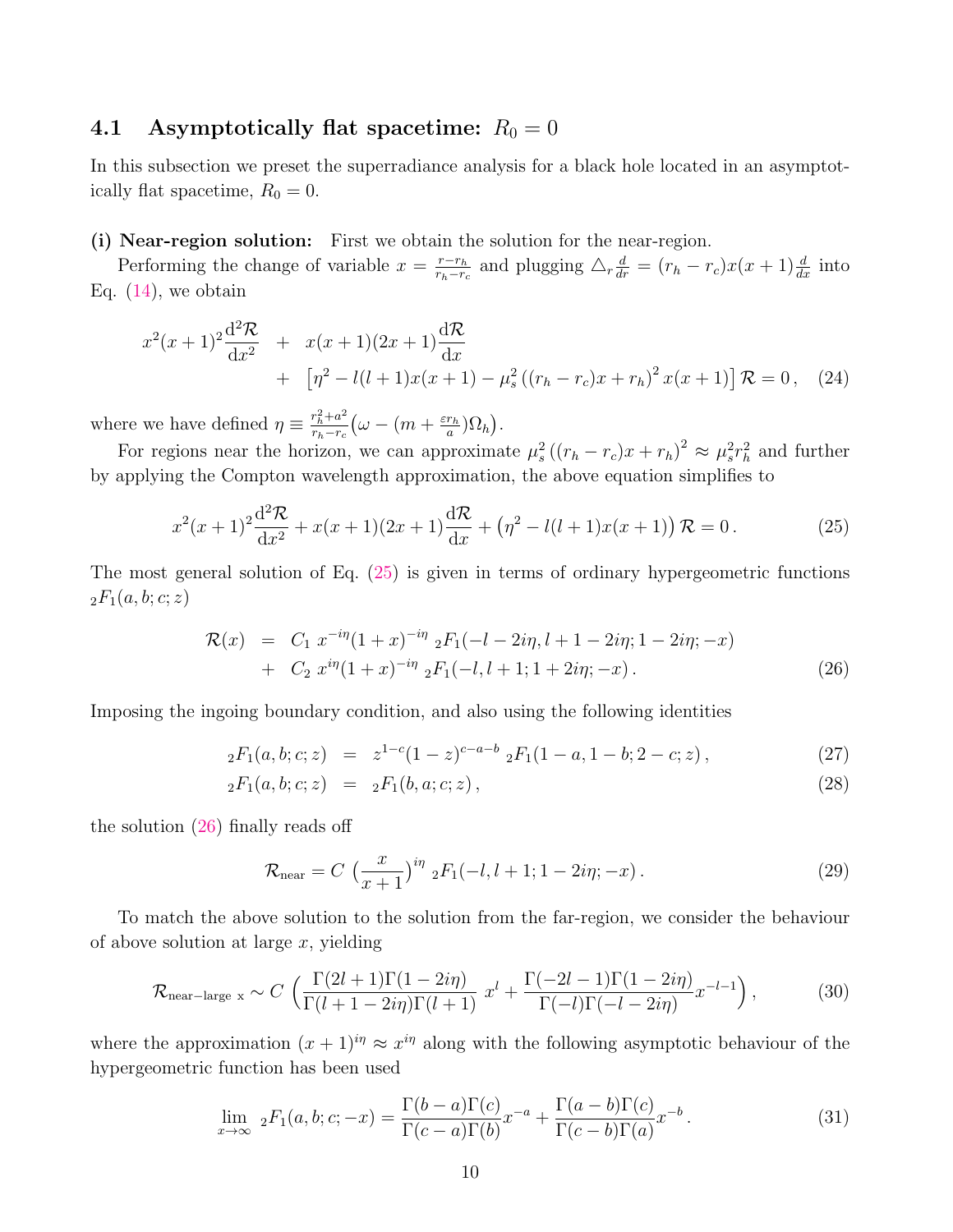### 4.1 Asymptotically flat spacetime: $R_0 = 0$

In this subsection we preset the superradiance analysis for a black hole located in an asymptotically flat spacetime, $R_0 = 0$.

**(i) Near-region solution:** First we obtain the solution for the near-region.

Performing the change of variable $x = \frac{r-r_h}{r_h-r_c}$ and plugging $\triangle_r \frac{d}{dr} = (r_h - r_c)x(x+1)\frac{d}{dx}$ into Eq. (14), we obtain

$$
\begin{aligned}
x^2(x+1)^2\frac{\mathrm{d}^2\mathcal{R}}{\mathrm{d}x^2} \;&+\; x(x+1)(2x+1)\frac{\mathrm{d}\mathcal{R}}{\mathrm{d}x} \\
&+\; \left[\eta^2 - l(l+1)x(x+1) - \mu_s^2\left((r_h-r_c)x + r_h\right)^2 x(x+1)\right]\mathcal{R} = 0\,, \quad (24)
\end{aligned}
$$

where we have defined $\eta \equiv \frac{r_h^2+a^2}{r_h-r_c}\left(\omega - (m + \frac{\varepsilon r_h}{a})\Omega_h\right)$.

For regions near the horizon, we can approximate $\mu_s^2\left((r_h-r_c)x + r_h\right)^2 \approx \mu_s^2 r_h^2$ and further by applying the Compton wavelength approximation, the above equation simplifies to

$$
x^2(x+1)^2\frac{\mathrm{d}^2\mathcal{R}}{\mathrm{d}x^2} + x(x+1)(2x+1)\frac{\mathrm{d}\mathcal{R}}{\mathrm{d}x} + \left(\eta^2 - l(l+1)x(x+1)\right)\mathcal{R} = 0\,. \tag{25}
$$

The most general solution of Eq. (25) is given in terms of ordinary hypergeometric functions ${}_2F_1(a,b;c;z)$

$$
\begin{aligned}
\mathcal{R}(x) \;&=\; C_1\, x^{-i\eta}(1+x)^{-i\eta}\; {}_2F_1(-l-2i\eta, l+1-2i\eta; 1-2i\eta; -x) \\
&+\; C_2\, x^{i\eta}(1+x)^{-i\eta}\; {}_2F_1(-l, l+1; 1+2i\eta; -x)\,. \qquad (26)
\end{aligned}
$$

Imposing the ingoing boundary condition, and also using the following identities

$$
{}_2F_1(a,b;c;z) \;=\; z^{1-c}(1-z)^{c-a-b}\; {}_2F_1(1-a, 1-b; 2-c; z)\,, \tag{27}
$$

$$
{}_2F_1(a,b;c;z) \;=\; {}_2F_1(b,a;c;z)\,, \tag{28}
$$

the solution (26) finally reads off

$$
\mathcal{R}_{\text{near}} = C\,\left(\frac{x}{x+1}\right)^{i\eta}\, {}_2F_1(-l, l+1; 1-2i\eta; -x)\,. \tag{29}
$$

To match the above solution to the solution from the far-region, we consider the behaviour of above solution at large $x$, yielding

$$
\mathcal{R}_{\text{near}-\text{large x}} \sim C\,\left(\frac{\Gamma(2l+1)\Gamma(1-2i\eta)}{\Gamma(l+1-2i\eta)\Gamma(l+1)}\; x^l + \frac{\Gamma(-2l-1)\Gamma(1-2i\eta)}{\Gamma(-l)\Gamma(-l-2i\eta)}x^{-l-1}\right), \tag{30}
$$

where the approximation $(x+1)^{i\eta} \approx x^{i\eta}$ along with the following asymptotic behaviour of the hypergeometric function has been used

$$
\lim_{x\to\infty}\; {}_2F_1(a,b;c;-x) = \frac{\Gamma(b-a)\Gamma(c)}{\Gamma(c-a)\Gamma(b)}x^{-a} + \frac{\Gamma(a-b)\Gamma(c)}{\Gamma(c-b)\Gamma(a)}x^{-b}\,. \tag{31}
$$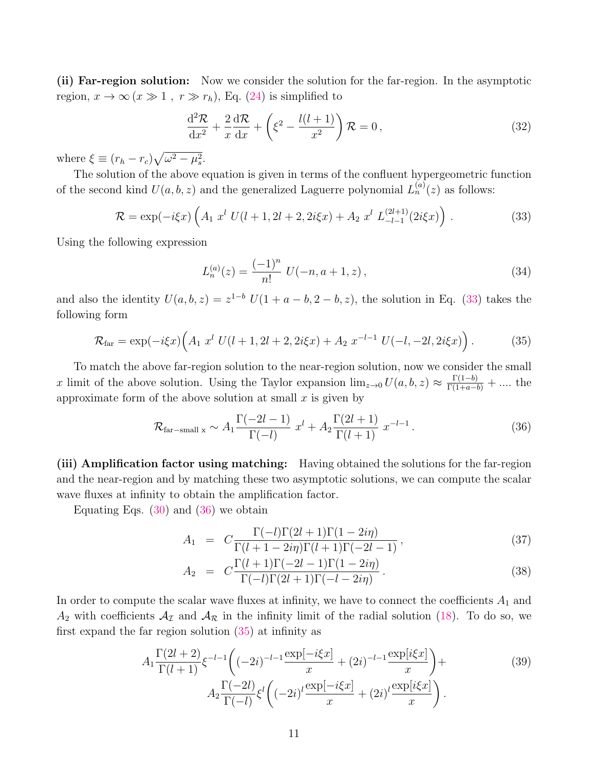**(ii) Far-region solution:** Now we consider the solution for the far-region. In the asymptotic region, $x \to \infty\,(x \gg 1\;,\; r \gg r_h)$, Eq. (24) is simplified to

$$\frac{\mathrm{d}^2\mathcal{R}}{\mathrm{d}x^2} + \frac{2}{x}\frac{\mathrm{d}\mathcal{R}}{\mathrm{d}x} + \left(\xi^2 - \frac{l(l+1)}{x^2}\right)\mathcal{R} = 0\,, \tag{32}$$

where $\xi \equiv (r_h - r_c)\sqrt{\omega^2 - \mu_s^2}$.

The solution of the above equation is given in terms of the confluent hypergeometric function of the second kind $U(a,b,z)$ and the generalized Laguerre polynomial $L_n^{(a)}(z)$ as follows:

$$\mathcal{R} = \exp(-i\xi x)\left(A_1\; x^l\; U(l+1, 2l+2, 2i\xi x) + A_2\; x^l\; L_{-l-1}^{(2l+1)}(2i\xi x)\right)\,. \tag{33}$$

Using the following expression

$$L_n^{(a)}(z) = \frac{(-1)^n}{n!}\; U(-n, a+1, z)\,, \tag{34}$$

and also the identity $U(a,b,z) = z^{1-b}\; U(1+a-b, 2-b, z)$, the solution in Eq. (33) takes the following form

$$\mathcal{R}_{\text{far}} = \exp(-i\xi x)\Big(A_1\; x^l\; U(l+1, 2l+2, 2i\xi x) + A_2\; x^{-l-1}\; U(-l, -2l, 2i\xi x)\Big)\,. \tag{35}$$

To match the above far-region solution to the near-region solution, now we consider the small $x$ limit of the above solution. Using the Taylor expansion $\lim_{z\to 0} U(a,b,z) \approx \frac{\Gamma(1-b)}{\Gamma(1+a-b)} + \ldots$. the approximate form of the above solution at small $x$ is given by

$$\mathcal{R}_{\text{far}-\text{small x}} \sim A_1 \frac{\Gamma(-2l-1)}{\Gamma(-l)}\; x^l + A_2 \frac{\Gamma(2l+1)}{\Gamma(l+1)}\; x^{-l-1}\,. \tag{36}$$

**(iii) Amplification factor using matching:** Having obtained the solutions for the far-region and the near-region and by matching these two asymptotic solutions, we can compute the scalar wave fluxes at infinity to obtain the amplification factor.

Equating Eqs. (30) and (36) we obtain

$$A_1 \;=\; C\frac{\Gamma(-l)\Gamma(2l+1)\Gamma(1-2i\eta)}{\Gamma(l+1-2i\eta)\Gamma(l+1)\Gamma(-2l-1)}\,, \tag{37}$$

$$A_2 \;=\; C\frac{\Gamma(l+1)\Gamma(-2l-1)\Gamma(1-2i\eta)}{\Gamma(-l)\Gamma(2l+1)\Gamma(-l-2i\eta)}\,. \tag{38}$$

In order to compute the scalar wave fluxes at infinity, we have to connect the coefficients $A_1$ and $A_2$ with coefficients $\mathcal{A}_{\mathcal{I}}$ and $\mathcal{A}_{\mathcal{R}}$ in the infinity limit of the radial solution (18). To do so, we first expand the far region solution (35) at infinity as

$$\begin{aligned} &A_1 \frac{\Gamma(2l+2)}{\Gamma(l+1)}\xi^{-l-1}\bigg((-2i)^{-l-1}\frac{\exp[-i\xi x]}{x} + (2i)^{-l-1}\frac{\exp[i\xi x]}{x}\bigg) + \\ &\qquad A_2 \frac{\Gamma(-2l)}{\Gamma(-l)}\xi^{l}\bigg((-2i)^{l}\frac{\exp[-i\xi x]}{x} + (2i)^{l}\frac{\exp[i\xi x]}{x}\bigg)\,. \end{aligned} \tag{39}$$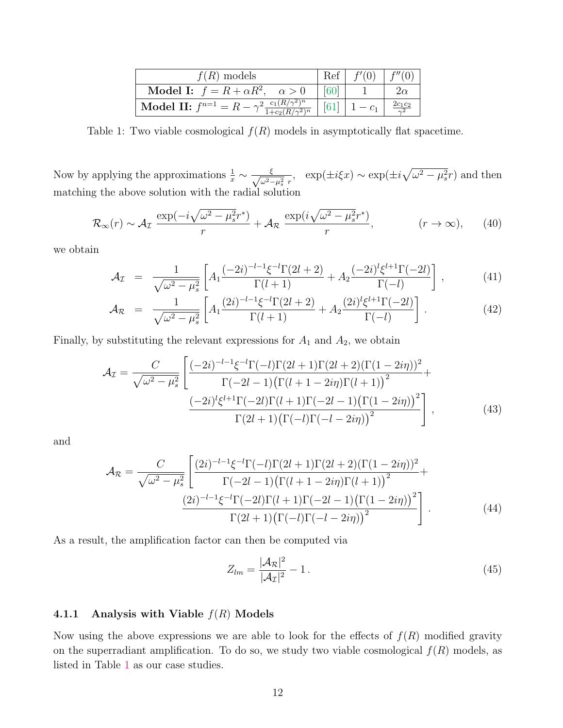| $f(R)$ models | Ref | $f'(0)$ | $f''(0)$ |
|---|---|---|---|
| **Model I:** $f = R + \alpha R^2, \quad \alpha > 0$ | [60] | 1 | $2\alpha$ |
| **Model II:** $f^{n=1} = R - \gamma^2 \frac{c_1 (R/\gamma^2)^n}{1+c_2(R/\gamma^2)^n}$ | [61] | $1 - c_1$ | $\frac{2c_1 c_2}{\gamma^2}$ |

Table 1: Two viable cosmological $f(R)$ models in asymptotically flat spacetime.

Now by applying the approximations $\frac{1}{x} \sim \frac{\xi}{\sqrt{\omega^2-\mu_s^2}\; r}$, $\exp(\pm i\xi x) \sim \exp(\pm i\sqrt{\omega^2-\mu_s^2}r)$ and then matching the above solution with the radial solution

$$
\mathcal{R}_\infty(r) \sim \mathcal{A}_\mathcal{I}\; \frac{\exp(-i\sqrt{\omega^2-\mu_s^2}r^*)}{r} + \mathcal{A}_\mathcal{R}\; \frac{\exp(i\sqrt{\omega^2-\mu_s^2}r^*)}{r}, \qquad (r\to\infty), \tag{40}
$$

we obtain

$$
\mathcal{A}_\mathcal{I} = \frac{1}{\sqrt{\omega^2-\mu_s^2}}\left[A_1 \frac{(-2i)^{-l-1}\xi^{-l}\Gamma(2l+2)}{\Gamma(l+1)} + A_2 \frac{(-2i)^{l}\xi^{l+1}\Gamma(-2l)}{\Gamma(-l)}\right], \tag{41}
$$

$$
\mathcal{A}_\mathcal{R} = \frac{1}{\sqrt{\omega^2-\mu_s^2}}\left[A_1 \frac{(2i)^{-l-1}\xi^{-l}\Gamma(2l+2)}{\Gamma(l+1)} + A_2 \frac{(2i)^{l}\xi^{l+1}\Gamma(-2l)}{\Gamma(-l)}\right]. \tag{42}
$$

Finally, by substituting the relevant expressions for $A_1$ and $A_2$, we obtain

$$
\mathcal{A}_\mathcal{I} = \frac{C}{\sqrt{\omega^2-\mu_s^2}}\Bigg[\frac{(-2i)^{-l-1}\xi^{-l}\Gamma(-l)\Gamma(2l+1)\Gamma(2l+2)(\Gamma(1-2i\eta))^2}{\Gamma(-2l-1)\big(\Gamma(l+1-2i\eta)\Gamma(l+1)\big)^2} + \frac{(-2i)^{l}\xi^{l+1}\Gamma(-2l)\Gamma(l+1)\Gamma(-2l-1)\big(\Gamma(1-2i\eta)\big)^2}{\Gamma(2l+1)\big(\Gamma(-l)\Gamma(-l-2i\eta)\big)^2}\Bigg], \tag{43}
$$

and

$$
\mathcal{A}_\mathcal{R} = \frac{C}{\sqrt{\omega^2-\mu_s^2}}\Bigg[\frac{(2i)^{-l-1}\xi^{-l}\Gamma(-l)\Gamma(2l+1)\Gamma(2l+2)(\Gamma(1-2i\eta))^2}{\Gamma(-2l-1)\big(\Gamma(l+1-2i\eta)\Gamma(l+1)\big)^2} + \frac{(2i)^{-l-1}\xi^{-l}\Gamma(-2l)\Gamma(l+1)\Gamma(-2l-1)\big(\Gamma(1-2i\eta)\big)^2}{\Gamma(2l+1)\big(\Gamma(-l)\Gamma(-l-2i\eta)\big)^2}\Bigg]. \tag{44}
$$

As a result, the amplification factor can then be computed via

$$
Z_{lm} = \frac{|\mathcal{A}_\mathcal{R}|^2}{|\mathcal{A}_\mathcal{I}|^2} - 1\,. \tag{45}
$$

#### 4.1.1 Analysis with Viable $f(R)$ Models

Now using the above expressions we are able to look for the effects of $f(R)$ modified gravity on the superradiant amplification. To do so, we study two viable cosmological $f(R)$ models, as listed in Table 1 as our case studies.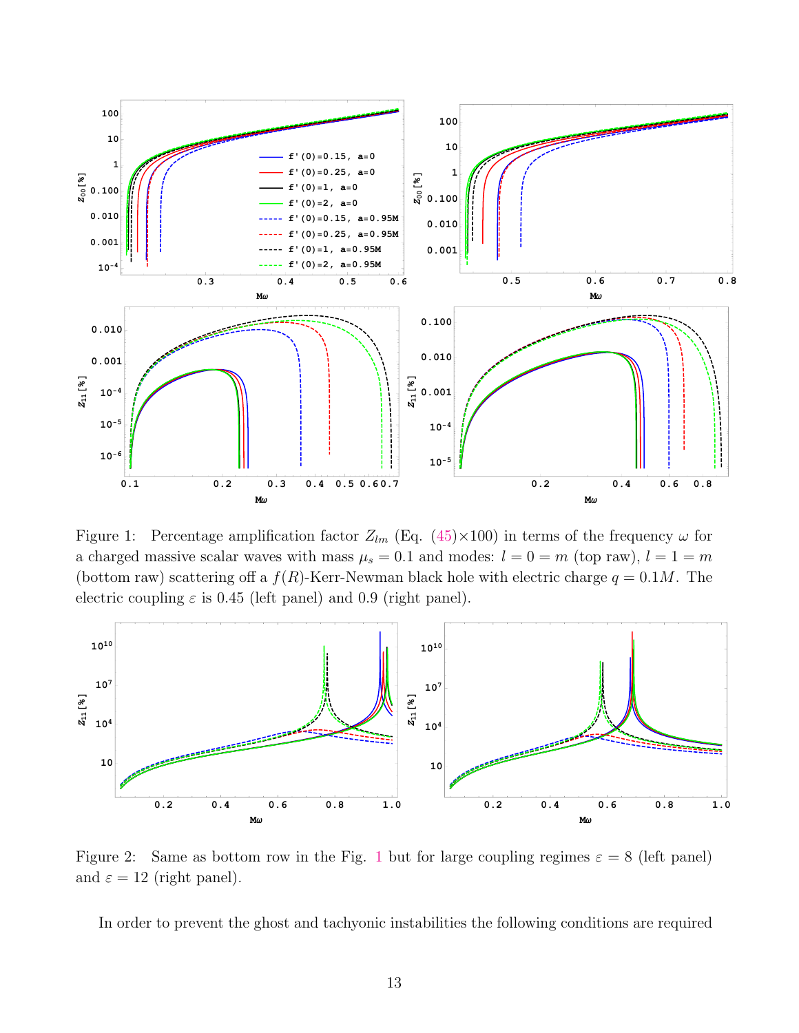Figure 1: Percentage amplification factor $Z_{lm}$ (Eq. (45)×100) in terms of the frequency $\omega$ for a charged massive scalar waves with mass $\mu_s = 0.1$ and modes: $l = 0 = m$ (top raw), $l = 1 = m$ (bottom raw) scattering off a $f(R)$-Kerr-Newman black hole with electric charge $q = 0.1M$. The electric coupling $\varepsilon$ is 0.45 (left panel) and 0.9 (right panel).

Figure 2: Same as bottom row in the Fig. 1 but for large coupling regimes $\varepsilon = 8$ (left panel) and $\varepsilon = 12$ (right panel).

In order to prevent the ghost and tachyonic instabilities the following conditions are required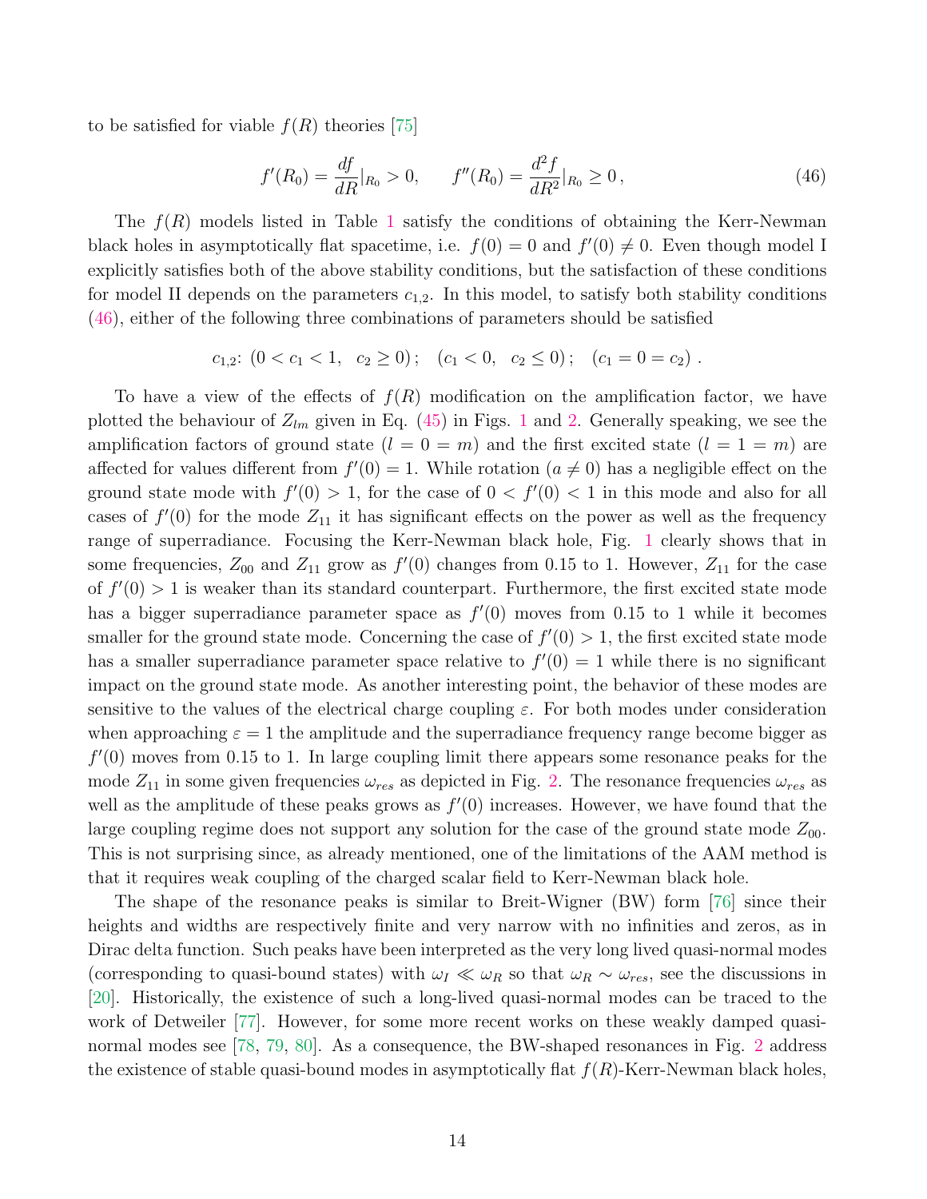to be satisfied for viable $f(R)$ theories [75]

$$f'(R_0) = \frac{df}{dR}|_{R_0} > 0, \qquad f''(R_0) = \frac{d^2f}{dR^2}|_{R_0} \geq 0\,, \tag{46}$$

The $f(R)$ models listed in Table 1 satisfy the conditions of obtaining the Kerr-Newman black holes in asymptotically flat spacetime, i.e. $f(0) = 0$ and $f'(0) \neq 0$. Even though model I explicitly satisfies both of the above stability conditions, but the satisfaction of these conditions for model II depends on the parameters $c_{1,2}$. In this model, to satisfy both stability conditions (46), either of the following three combinations of parameters should be satisfied

$$c_{1,2}\text{:}\;\; (0 < c_1 < 1, \;\; c_2 \geq 0)\,; \quad (c_1 < 0, \;\; c_2 \leq 0)\,; \quad (c_1 = 0 = c_2)\;.$$

To have a view of the effects of $f(R)$ modification on the amplification factor, we have plotted the behaviour of $Z_{lm}$ given in Eq. (45) in Figs. 1 and 2. Generally speaking, we see the amplification factors of ground state ($l = 0 = m$) and the first excited state ($l = 1 = m$) are affected for values different from $f'(0) = 1$. While rotation ($a \neq 0$) has a negligible effect on the ground state mode with $f'(0) > 1$, for the case of $0 < f'(0) < 1$ in this mode and also for all cases of $f'(0)$ for the mode $Z_{11}$ it has significant effects on the power as well as the frequency range of superradiance. Focusing the Kerr-Newman black hole, Fig. 1 clearly shows that in some frequencies, $Z_{00}$ and $Z_{11}$ grow as $f'(0)$ changes from 0.15 to 1. However, $Z_{11}$ for the case of $f'(0) > 1$ is weaker than its standard counterpart. Furthermore, the first excited state mode has a bigger superradiance parameter space as $f'(0)$ moves from 0.15 to 1 while it becomes smaller for the ground state mode. Concerning the case of $f'(0) > 1$, the first excited state mode has a smaller superradiance parameter space relative to $f'(0) = 1$ while there is no significant impact on the ground state mode. As another interesting point, the behavior of these modes are sensitive to the values of the electrical charge coupling $\varepsilon$. For both modes under consideration when approaching $\varepsilon = 1$ the amplitude and the superradiance frequency range become bigger as $f'(0)$ moves from 0.15 to 1. In large coupling limit there appears some resonance peaks for the mode $Z_{11}$ in some given frequencies $\omega_{res}$ as depicted in Fig. 2. The resonance frequencies $\omega_{res}$ as well as the amplitude of these peaks grows as $f'(0)$ increases. However, we have found that the large coupling regime does not support any solution for the case of the ground state mode $Z_{00}$. This is not surprising since, as already mentioned, one of the limitations of the AAM method is that it requires weak coupling of the charged scalar field to Kerr-Newman black hole.

The shape of the resonance peaks is similar to Breit-Wigner (BW) form [76] since their heights and widths are respectively finite and very narrow with no infinities and zeros, as in Dirac delta function. Such peaks have been interpreted as the very long lived quasi-normal modes (corresponding to quasi-bound states) with $\omega_I \ll \omega_R$ so that $\omega_R \sim \omega_{res}$, see the discussions in [20]. Historically, the existence of such a long-lived quasi-normal modes can be traced to the work of Detweiler [77]. However, for some more recent works on these weakly damped quasi-normal modes see [78, 79, 80]. As a consequence, the BW-shaped resonances in Fig. 2 address the existence of stable quasi-bound modes in asymptotically flat $f(R)$-Kerr-Newman black holes,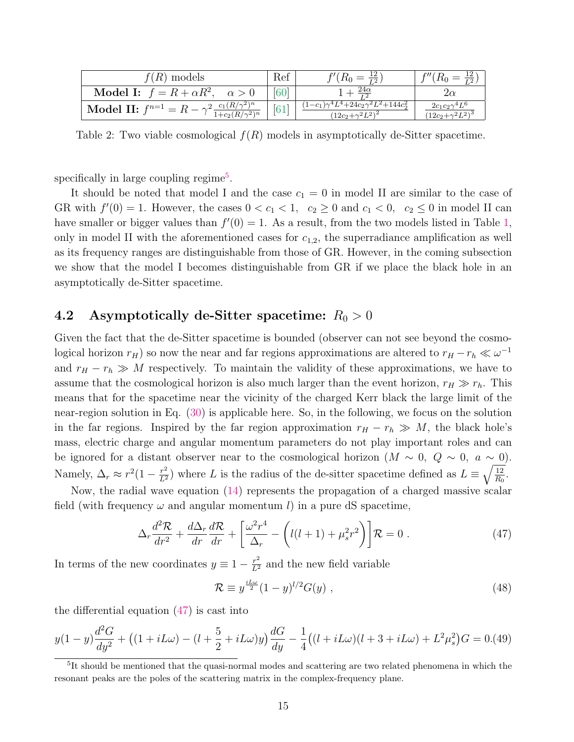| $f(R)$ models | Ref | $f'(R_0 = \frac{12}{L^2})$ | $f''(R_0 = \frac{12}{L^2})$ |
|---|---|---|---|
| **Model I:** $f = R + \alpha R^2, \quad \alpha > 0$ | [60] | $1 + \frac{24\alpha}{L^2}$ | $2\alpha$ |
| **Model II:** $f^{n=1} = R - \gamma^2 \frac{c_1 (R/\gamma^2)^n}{1+c_2(R/\gamma^2)^n}$ | [61] | $\frac{(1-c_1)\gamma^4 L^4 + 24 c_2 \gamma^2 L^2 + 144 c_2^2}{(12c_2+\gamma^2 L^2)^2}$ | $\frac{2 c_1 c_2 \gamma^4 L^6}{(12c_2+\gamma^2 L^2)^3}$ |

Table 2: Two viable cosmological $f(R)$ models in asymptotically de-Sitter spacetime.

specifically in large coupling regime[5].

It should be noted that model I and the case $c_1 = 0$ in model II are similar to the case of GR with $f'(0) = 1$. However, the cases $0 < c_1 < 1, \ \ c_2 \geq 0$ and $c_1 < 0, \ \ c_2 \leq 0$ in model II can have smaller or bigger values than $f'(0) = 1$. As a result, from the two models listed in Table 1, only in model II with the aforementioned cases for $c_{1,2}$, the superradiance amplification as well as its frequency ranges are distinguishable from those of GR. However, in the coming subsection we show that the model I becomes distinguishable from GR if we place the black hole in an asymptotically de-Sitter spacetime.

## 4.2 Asymptotically de-Sitter spacetime: $R_0 > 0$

Given the fact that the de-Sitter spacetime is bounded (observer can not see beyond the cosmological horizon $r_H$) so now the near and far regions approximations are altered to $r_H - r_h \ll \omega^{-1}$ and $r_H - r_h \gg M$ respectively. To maintain the validity of these approximations, we have to assume that the cosmological horizon is also much larger than the event horizon, $r_H \gg r_h$. This means that for the spacetime near the vicinity of the charged Kerr black the large limit of the near-region solution in Eq. (30) is applicable here. So, in the following, we focus on the solution in the far regions. Inspired by the far region approximation $r_H - r_h \gg M$, the black hole's mass, electric charge and angular momentum parameters do not play important roles and can be ignored for a distant observer near to the cosmological horizon ($M \sim 0, \ Q \sim 0, \ a \sim 0$). Namely, $\Delta_r \approx r^2(1 - \frac{r^2}{L^2})$ where $L$ is the radius of the de-sitter spacetime defined as $L \equiv \sqrt{\frac{12}{R_0}}$.

Now, the radial wave equation (14) represents the propagation of a charged massive scalar field (with frequency $\omega$ and angular momentum $l$) in a pure dS spacetime,

$$\Delta_r \frac{d^2\mathcal{R}}{dr^2} + \frac{d\Delta_r}{dr}\frac{d\mathcal{R}}{dr} + \left[\frac{\omega^2 r^4}{\Delta_r} - \left(l(l+1) + \mu_s^2 r^2\right)\right]\mathcal{R} = 0 \ . \tag{47}$$

In terms of the new coordinates $y \equiv 1 - \frac{r^2}{L^2}$ and the new field variable

$$\mathcal{R} \equiv y^{\frac{iL\omega}{2}}(1-y)^{l/2}G(y) \ , \tag{48}$$

the differential equation (47) is cast into

$$y(1-y)\frac{d^2G}{dy^2} + \left((1 + iL\omega) - (l + \frac{5}{2} + iL\omega)y\right)\frac{dG}{dy} - \frac{1}{4}\left((l + iL\omega)(l + 3 + iL\omega) + L^2\mu_s^2\right)G = 0. \tag{49}$$

[5] It should be mentioned that the quasi-normal modes and scattering are two related phenomena in which the resonant peaks are the poles of the scattering matrix in the complex-frequency plane.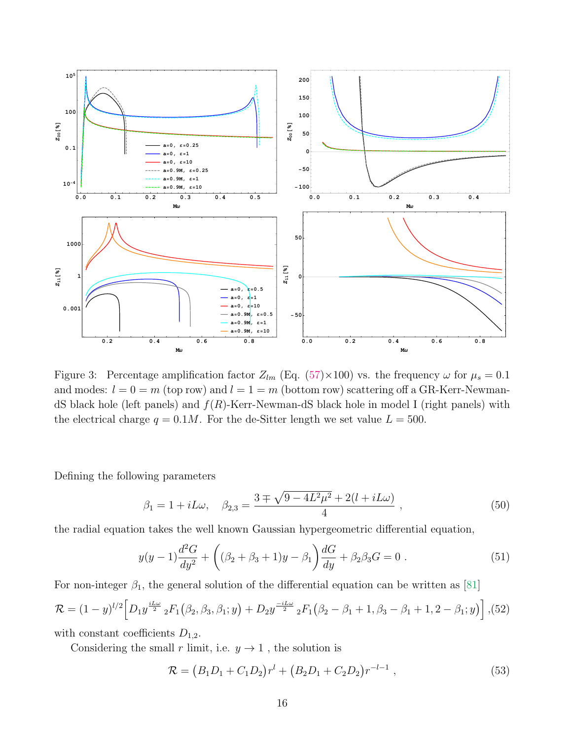Figure 3: Percentage amplification factor $Z_{lm}$ (Eq. (57)×100) vs. the frequency $\omega$ for $\mu_s = 0.1$ and modes: $l = 0 = m$ (top row) and $l = 1 = m$ (bottom row) scattering off a GR-Kerr-Newman-dS black hole (left panels) and $f(R)$-Kerr-Newman-dS black hole in model I (right panels) with the electrical charge $q = 0.1M$. For the de-Sitter length we set value $L = 500$.

Defining the following parameters

$$\beta_1 = 1 + iL\omega, \quad \beta_{2,3} = \frac{3 \mp \sqrt{9 - 4L^2\mu^2} + 2(l + iL\omega)}{4} \ , \tag{50}$$

the radial equation takes the well known Gaussian hypergeometric differential equation,

$$y(y-1)\frac{d^2G}{dy^2} + \Big((\beta_2 + \beta_3 + 1)y - \beta_1\Big)\frac{dG}{dy} + \beta_2\beta_3 G = 0 \ . \tag{51}$$

For non-integer $\beta_1$, the general solution of the differential equation can be written as [81]

$$\mathcal{R} = (1-y)^{l/2}\Big[D_1 y^{\frac{iL\omega}{2}}\ {}_2F_1\big(\beta_2, \beta_3, \beta_1; y\big) + D_2 y^{\frac{-iL\omega}{2}}\ {}_2F_1\big(\beta_2 - \beta_1 + 1, \beta_3 - \beta_1 + 1, 2 - \beta_1; y\big)\Big] \ , \tag{52}$$

with constant coefficients $D_{1,2}$.

Considering the small $r$ limit, i.e. $y \to 1$ , the solution is

$$\mathcal{R} = \big(B_1 D_1 + C_1 D_2\big)r^l + \big(B_2 D_1 + C_2 D_2\big)r^{-l-1} \ , \tag{53}$$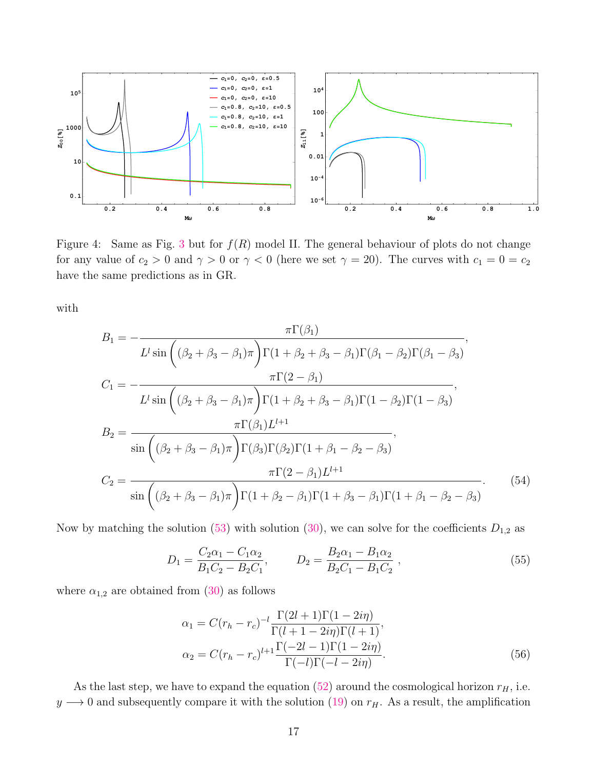Figure 4: Same as Fig. 3 but for $f(R)$ model II. The general behaviour of plots do not change for any value of $c_2 > 0$ and $\gamma > 0$ or $\gamma < 0$ (here we set $\gamma = 20$). The curves with $c_1 = 0 = c_2$ have the same predictions as in GR.

with

$$
\begin{aligned}
B_1 &= -\frac{\pi\Gamma(\beta_1)}{L^l \sin\Big((\beta_2+\beta_3-\beta_1)\pi\Big)\Gamma(1+\beta_2+\beta_3-\beta_1)\Gamma(\beta_1-\beta_2)\Gamma(\beta_1-\beta_3)},\\
C_1 &= -\frac{\pi\Gamma(2-\beta_1)}{L^l \sin\Big((\beta_2+\beta_3-\beta_1)\pi\Big)\Gamma(1+\beta_2+\beta_3-\beta_1)\Gamma(1-\beta_2)\Gamma(1-\beta_3)},\\
B_2 &= \frac{\pi\Gamma(\beta_1)L^{l+1}}{\sin\Big((\beta_2+\beta_3-\beta_1)\pi\Big)\Gamma(\beta_3)\Gamma(\beta_2)\Gamma(1+\beta_1-\beta_2-\beta_3)},\\
C_2 &= \frac{\pi\Gamma(2-\beta_1)L^{l+1}}{\sin\Big((\beta_2+\beta_3-\beta_1)\pi\Big)\Gamma(1+\beta_2-\beta_1)\Gamma(1+\beta_3-\beta_1)\Gamma(1+\beta_1-\beta_2-\beta_3)}.
\end{aligned}
\tag{54}
$$

Now by matching the solution (53) with solution (30), we can solve for the coefficients $D_{1,2}$ as

$$
D_1 = \frac{C_2\alpha_1 - C_1\alpha_2}{B_1C_2 - B_2C_1}, \qquad D_2 = \frac{B_2\alpha_1 - B_1\alpha_2}{B_2C_1 - B_1C_2}\,, \tag{55}
$$

where $\alpha_{1,2}$ are obtained from (30) as follows

$$
\begin{aligned}
\alpha_1 &= C(r_h - r_c)^{-l}\frac{\Gamma(2l+1)\Gamma(1-2i\eta)}{\Gamma(l+1-2i\eta)\Gamma(l+1)},\\
\alpha_2 &= C(r_h - r_c)^{l+1}\frac{\Gamma(-2l-1)\Gamma(1-2i\eta)}{\Gamma(-l)\Gamma(-l-2i\eta)}.
\end{aligned}
\tag{56}
$$

As the last step, we have to expand the equation (52) around the cosmological horizon $r_H$, i.e. $y \longrightarrow 0$ and subsequently compare it with the solution (19) on $r_H$. As a result, the amplification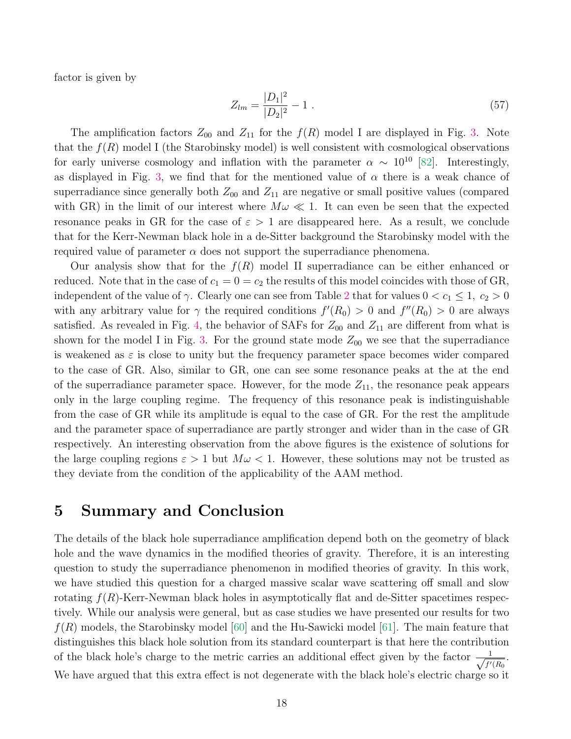factor is given by

$$Z_{lm} = \frac{|D_1|^2}{|D_2|^2} - 1 \ . \tag{57}$$

The amplification factors $Z_{00}$ and $Z_{11}$ for the $f(R)$ model I are displayed in Fig. 3. Note that the $f(R)$ model I (the Starobinsky model) is well consistent with cosmological observations for early universe cosmology and inflation with the parameter $\alpha \sim 10^{10}$ [82]. Interestingly, as displayed in Fig. 3, we find that for the mentioned value of $\alpha$ there is a weak chance of superradiance since generally both $Z_{00}$ and $Z_{11}$ are negative or small positive values (compared with GR) in the limit of our interest where $M\omega \ll 1$. It can even be seen that the expected resonance peaks in GR for the case of $\varepsilon > 1$ are disappeared here. As a result, we conclude that for the Kerr-Newman black hole in a de-Sitter background the Starobinsky model with the required value of parameter $\alpha$ does not support the superradiance phenomena.

Our analysis show that for the $f(R)$ model II superradiance can be either enhanced or reduced. Note that in the case of $c_1 = 0 = c_2$ the results of this model coincides with those of GR, independent of the value of $\gamma$. Clearly one can see from Table 2 that for values $0 < c_1 \leq 1,\ c_2 > 0$ with any arbitrary value for $\gamma$ the required conditions $f'(R_0) > 0$ and $f''(R_0) > 0$ are always satisfied. As revealed in Fig. 4, the behavior of SAFs for $Z_{00}$ and $Z_{11}$ are different from what is shown for the model I in Fig. 3. For the ground state mode $Z_{00}$ we see that the superradiance is weakened as $\varepsilon$ is close to unity but the frequency parameter space becomes wider compared to the case of GR. Also, similar to GR, one can see some resonance peaks at the at the end of the superradiance parameter space. However, for the mode $Z_{11}$, the resonance peak appears only in the large coupling regime. The frequency of this resonance peak is indistinguishable from the case of GR while its amplitude is equal to the case of GR. For the rest the amplitude and the parameter space of superradiance are partly stronger and wider than in the case of GR respectively. An interesting observation from the above figures is the existence of solutions for the large coupling regions $\varepsilon > 1$ but $M\omega < 1$. However, these solutions may not be trusted as they deviate from the condition of the applicability of the AAM method.

# 5 Summary and Conclusion

The details of the black hole superradiance amplification depend both on the geometry of black hole and the wave dynamics in the modified theories of gravity. Therefore, it is an interesting question to study the superradiance phenomenon in modified theories of gravity. In this work, we have studied this question for a charged massive scalar wave scattering off small and slow rotating $f(R)$-Kerr-Newman black holes in asymptotically flat and de-Sitter spacetimes respectively. While our analysis were general, but as case studies we have presented our results for two $f(R)$ models, the Starobinsky model [60] and the Hu-Sawicki model [61]. The main feature that distinguishes this black hole solution from its standard counterpart is that here the contribution of the black hole's charge to the metric carries an additional effect given by the factor $\frac{1}{\sqrt{f'(R_0}}$. We have argued that this extra effect is not degenerate with the black hole's electric charge so it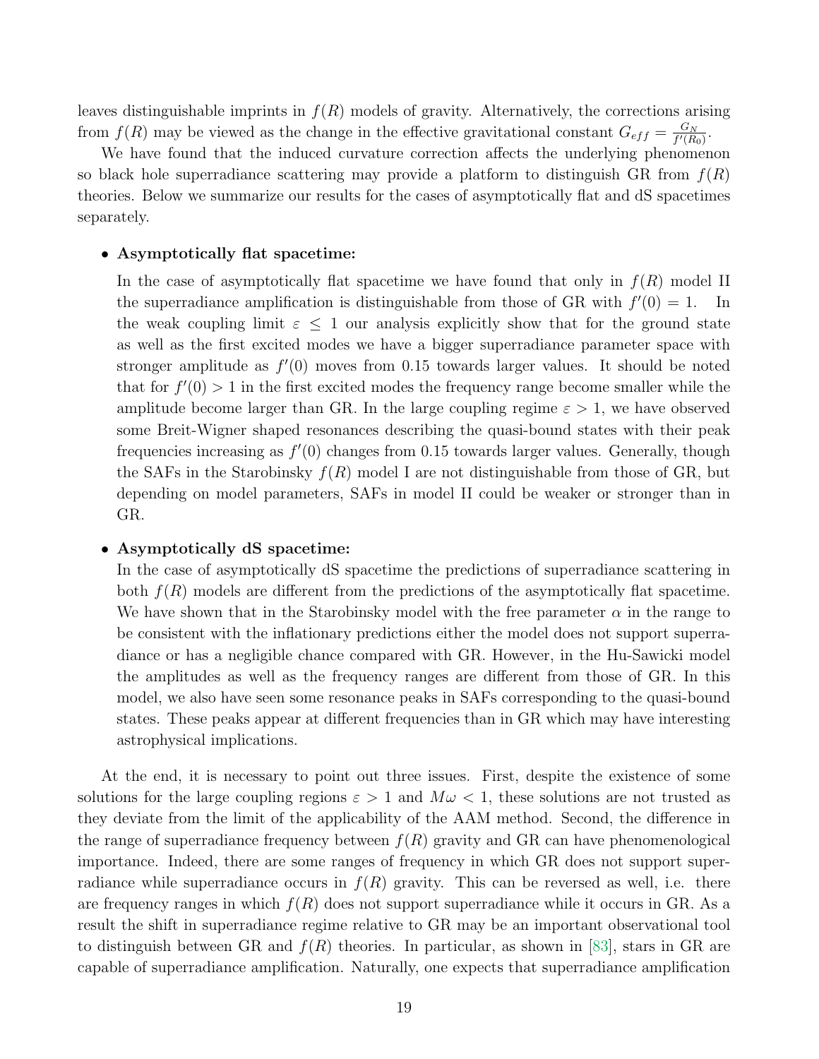leaves distinguishable imprints in $f(R)$ models of gravity. Alternatively, the corrections arising from $f(R)$ may be viewed as the change in the effective gravitational constant $G_{eff} = \frac{G_N}{f'(R_0)}$.

We have found that the induced curvature correction affects the underlying phenomenon so black hole superradiance scattering may provide a platform to distinguish GR from $f(R)$ theories. Below we summarize our results for the cases of asymptotically flat and dS spacetimes separately.

- **Asymptotically flat spacetime:**

  In the case of asymptotically flat spacetime we have found that only in $f(R)$ model II the superradiance amplification is distinguishable from those of GR with $f'(0) = 1$. In the weak coupling limit $\varepsilon \leq 1$ our analysis explicitly show that for the ground state as well as the first excited modes we have a bigger superradiance parameter space with stronger amplitude as $f'(0)$ moves from 0.15 towards larger values. It should be noted that for $f'(0) > 1$ in the first excited modes the frequency range become smaller while the amplitude become larger than GR. In the large coupling regime $\varepsilon > 1$, we have observed some Breit-Wigner shaped resonances describing the quasi-bound states with their peak frequencies increasing as $f'(0)$ changes from 0.15 towards larger values. Generally, though the SAFs in the Starobinsky $f(R)$ model I are not distinguishable from those of GR, but depending on model parameters, SAFs in model II could be weaker or stronger than in GR.

- **Asymptotically dS spacetime:**

  In the case of asymptotically dS spacetime the predictions of superradiance scattering in both $f(R)$ models are different from the predictions of the asymptotically flat spacetime. We have shown that in the Starobinsky model with the free parameter $\alpha$ in the range to be consistent with the inflationary predictions either the model does not support superradiance or has a negligible chance compared with GR. However, in the Hu-Sawicki model the amplitudes as well as the frequency ranges are different from those of GR. In this model, we also have seen some resonance peaks in SAFs corresponding to the quasi-bound states. These peaks appear at different frequencies than in GR which may have interesting astrophysical implications.

At the end, it is necessary to point out three issues. First, despite the existence of some solutions for the large coupling regions $\varepsilon > 1$ and $M\omega < 1$, these solutions are not trusted as they deviate from the limit of the applicability of the AAM method. Second, the difference in the range of superradiance frequency between $f(R)$ gravity and GR can have phenomenological importance. Indeed, there are some ranges of frequency in which GR does not support superradiance while superradiance occurs in $f(R)$ gravity. This can be reversed as well, i.e. there are frequency ranges in which $f(R)$ does not support superradiance while it occurs in GR. As a result the shift in superradiance regime relative to GR may be an important observational tool to distinguish between GR and $f(R)$ theories. In particular, as shown in [83], stars in GR are capable of superradiance amplification. Naturally, one expects that superradiance amplification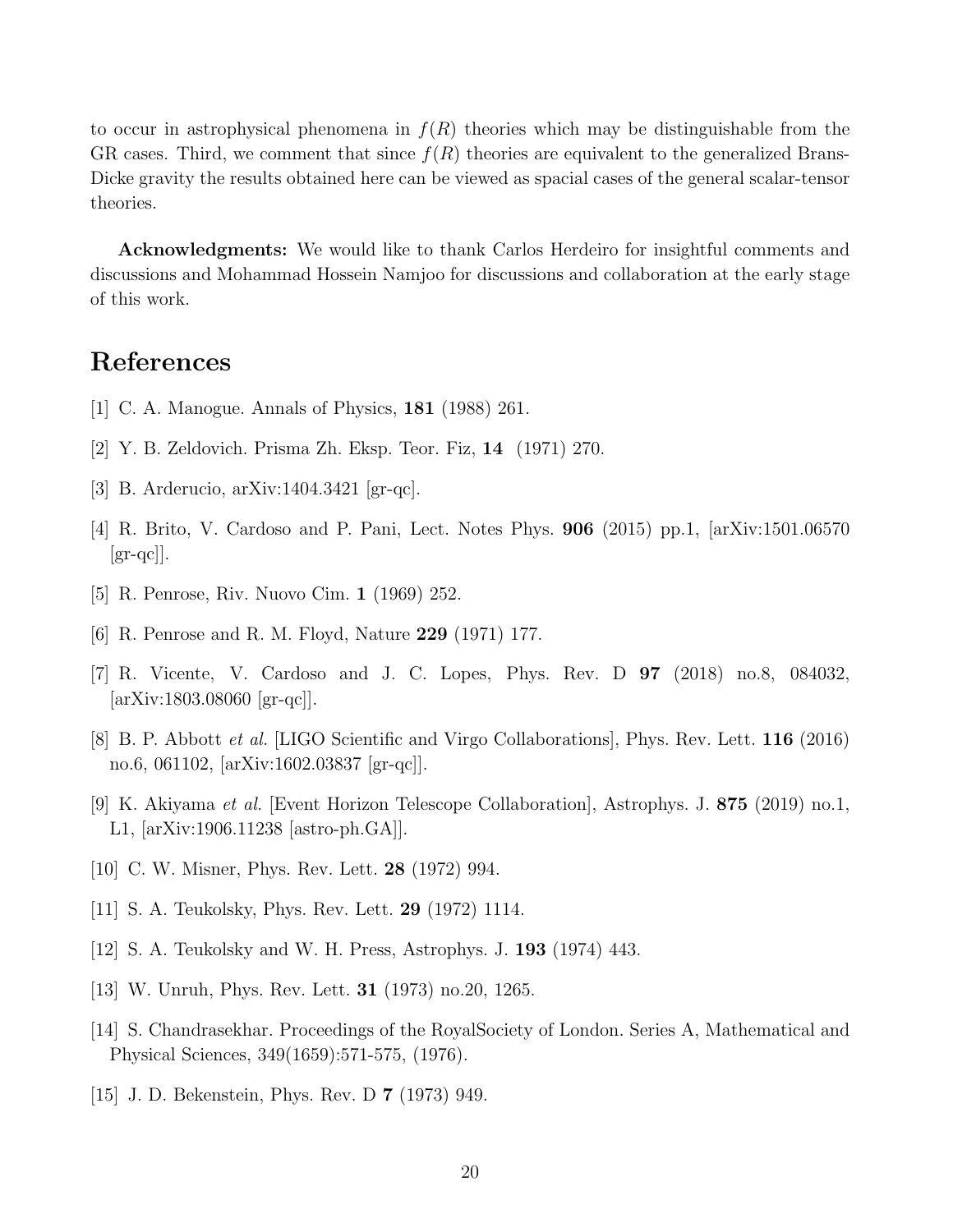to occur in astrophysical phenomena in $f(R)$ theories which may be distinguishable from the GR cases. Third, we comment that since $f(R)$ theories are equivalent to the generalized Brans-Dicke gravity the results obtained here can be viewed as spacial cases of the general scalar-tensor theories.

**Acknowledgments:** We would like to thank Carlos Herdeiro for insightful comments and discussions and Mohammad Hossein Namjoo for discussions and collaboration at the early stage of this work.

# References

[1] C. A. Manogue. Annals of Physics, **181** (1988) 261.

[2] Y. B. Zeldovich. Prisma Zh. Eksp. Teor. Fiz, **14** (1971) 270.

[3] B. Arderucio, arXiv:1404.3421 [gr-qc].

[4] R. Brito, V. Cardoso and P. Pani, Lect. Notes Phys. **906** (2015) pp.1, [arXiv:1501.06570 [gr-qc]].

[5] R. Penrose, Riv. Nuovo Cim. **1** (1969) 252.

[6] R. Penrose and R. M. Floyd, Nature **229** (1971) 177.

[7] R. Vicente, V. Cardoso and J. C. Lopes, Phys. Rev. D **97** (2018) no.8, 084032, [arXiv:1803.08060 [gr-qc]].

[8] B. P. Abbott *et al.* [LIGO Scientific and Virgo Collaborations], Phys. Rev. Lett. **116** (2016) no.6, 061102, [arXiv:1602.03837 [gr-qc]].

[9] K. Akiyama *et al.* [Event Horizon Telescope Collaboration], Astrophys. J. **875** (2019) no.1, L1, [arXiv:1906.11238 [astro-ph.GA]].

[10] C. W. Misner, Phys. Rev. Lett. **28** (1972) 994.

[11] S. A. Teukolsky, Phys. Rev. Lett. **29** (1972) 1114.

[12] S. A. Teukolsky and W. H. Press, Astrophys. J. **193** (1974) 443.

[13] W. Unruh, Phys. Rev. Lett. **31** (1973) no.20, 1265.

[14] S. Chandrasekhar. Proceedings of the RoyalSociety of London. Series A, Mathematical and Physical Sciences, 349(1659):571-575, (1976).

[15] J. D. Bekenstein, Phys. Rev. D **7** (1973) 949.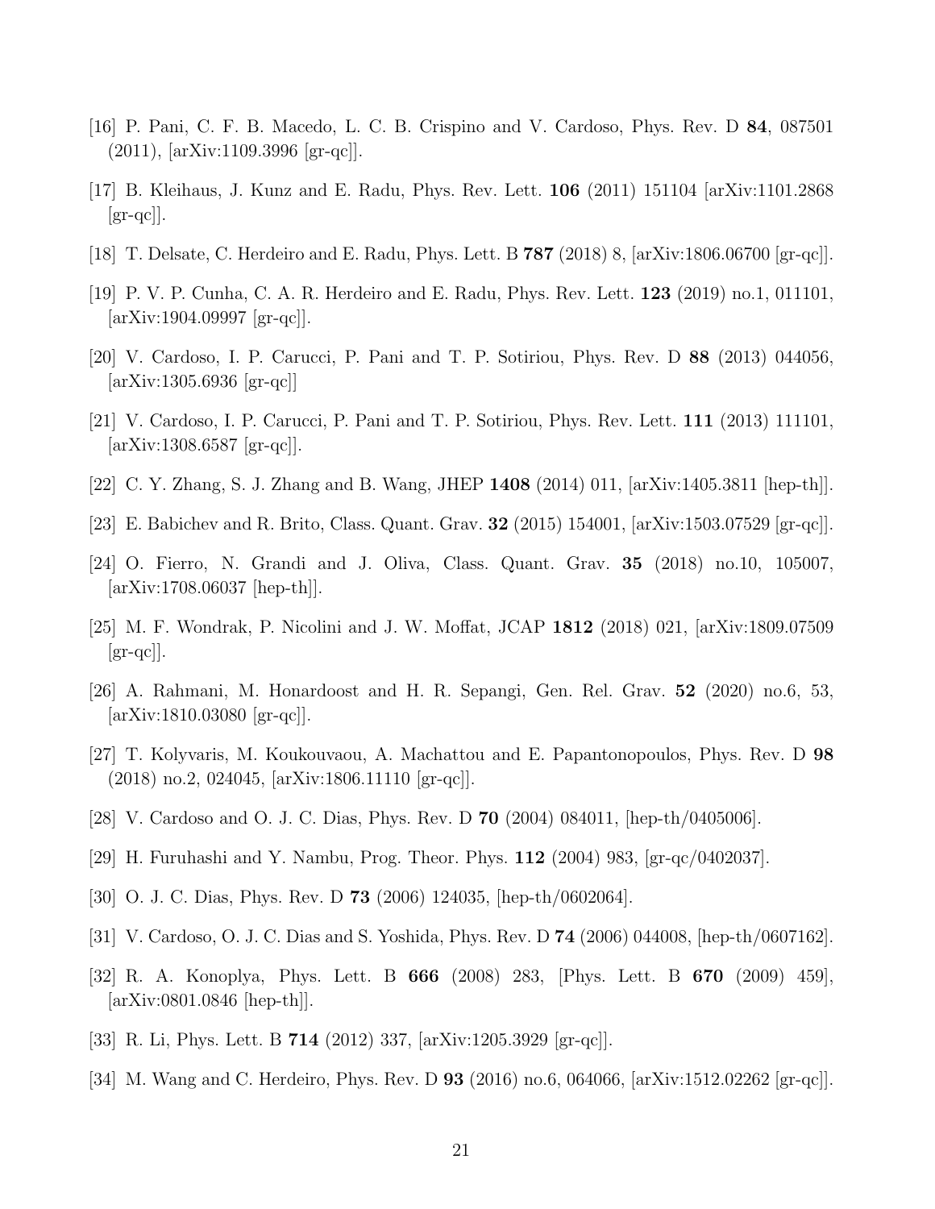[16] P. Pani, C. F. B. Macedo, L. C. B. Crispino and V. Cardoso, Phys. Rev. D **84**, 087501 (2011), [arXiv:1109.3996 [gr-qc]].

[17] B. Kleihaus, J. Kunz and E. Radu, Phys. Rev. Lett. **106** (2011) 151104 [arXiv:1101.2868 [gr-qc]].

[18] T. Delsate, C. Herdeiro and E. Radu, Phys. Lett. B **787** (2018) 8, [arXiv:1806.06700 [gr-qc]].

[19] P. V. P. Cunha, C. A. R. Herdeiro and E. Radu, Phys. Rev. Lett. **123** (2019) no.1, 011101, [arXiv:1904.09997 [gr-qc]].

[20] V. Cardoso, I. P. Carucci, P. Pani and T. P. Sotiriou, Phys. Rev. D **88** (2013) 044056, [arXiv:1305.6936 [gr-qc]]

[21] V. Cardoso, I. P. Carucci, P. Pani and T. P. Sotiriou, Phys. Rev. Lett. **111** (2013) 111101, [arXiv:1308.6587 [gr-qc]].

[22] C. Y. Zhang, S. J. Zhang and B. Wang, JHEP **1408** (2014) 011, [arXiv:1405.3811 [hep-th]].

[23] E. Babichev and R. Brito, Class. Quant. Grav. **32** (2015) 154001, [arXiv:1503.07529 [gr-qc]].

[24] O. Fierro, N. Grandi and J. Oliva, Class. Quant. Grav. **35** (2018) no.10, 105007, [arXiv:1708.06037 [hep-th]].

[25] M. F. Wondrak, P. Nicolini and J. W. Moffat, JCAP **1812** (2018) 021, [arXiv:1809.07509 [gr-qc]].

[26] A. Rahmani, M. Honardoost and H. R. Sepangi, Gen. Rel. Grav. **52** (2020) no.6, 53, [arXiv:1810.03080 [gr-qc]].

[27] T. Kolyvaris, M. Koukouvaou, A. Machattou and E. Papantonopoulos, Phys. Rev. D **98** (2018) no.2, 024045, [arXiv:1806.11110 [gr-qc]].

[28] V. Cardoso and O. J. C. Dias, Phys. Rev. D **70** (2004) 084011, [hep-th/0405006].

[29] H. Furuhashi and Y. Nambu, Prog. Theor. Phys. **112** (2004) 983, [gr-qc/0402037].

[30] O. J. C. Dias, Phys. Rev. D **73** (2006) 124035, [hep-th/0602064].

[31] V. Cardoso, O. J. C. Dias and S. Yoshida, Phys. Rev. D **74** (2006) 044008, [hep-th/0607162].

[32] R. A. Konoplya, Phys. Lett. B **666** (2008) 283, [Phys. Lett. B **670** (2009) 459], [arXiv:0801.0846 [hep-th]].

[33] R. Li, Phys. Lett. B **714** (2012) 337, [arXiv:1205.3929 [gr-qc]].

[34] M. Wang and C. Herdeiro, Phys. Rev. D **93** (2016) no.6, 064066, [arXiv:1512.02262 [gr-qc]].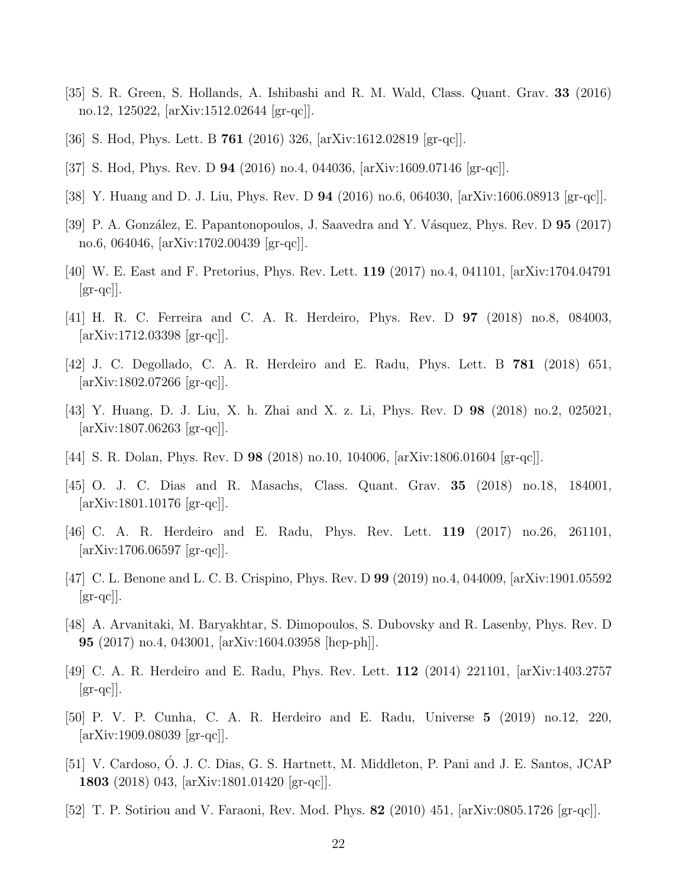[35] S. R. Green, S. Hollands, A. Ishibashi and R. M. Wald, Class. Quant. Grav. **33** (2016) no.12, 125022, [arXiv:1512.02644 [gr-qc]].

[36] S. Hod, Phys. Lett. B **761** (2016) 326, [arXiv:1612.02819 [gr-qc]].

[37] S. Hod, Phys. Rev. D **94** (2016) no.4, 044036, [arXiv:1609.07146 [gr-qc]].

[38] Y. Huang and D. J. Liu, Phys. Rev. D **94** (2016) no.6, 064030, [arXiv:1606.08913 [gr-qc]].

[39] P. A. González, E. Papantonopoulos, J. Saavedra and Y. Vásquez, Phys. Rev. D **95** (2017) no.6, 064046, [arXiv:1702.00439 [gr-qc]].

[40] W. E. East and F. Pretorius, Phys. Rev. Lett. **119** (2017) no.4, 041101, [arXiv:1704.04791 [gr-qc]].

[41] H. R. C. Ferreira and C. A. R. Herdeiro, Phys. Rev. D **97** (2018) no.8, 084003, [arXiv:1712.03398 [gr-qc]].

[42] J. C. Degollado, C. A. R. Herdeiro and E. Radu, Phys. Lett. B **781** (2018) 651, [arXiv:1802.07266 [gr-qc]].

[43] Y. Huang, D. J. Liu, X. h. Zhai and X. z. Li, Phys. Rev. D **98** (2018) no.2, 025021, [arXiv:1807.06263 [gr-qc]].

[44] S. R. Dolan, Phys. Rev. D **98** (2018) no.10, 104006, [arXiv:1806.01604 [gr-qc]].

[45] O. J. C. Dias and R. Masachs, Class. Quant. Grav. **35** (2018) no.18, 184001, [arXiv:1801.10176 [gr-qc]].

[46] C. A. R. Herdeiro and E. Radu, Phys. Rev. Lett. **119** (2017) no.26, 261101, [arXiv:1706.06597 [gr-qc]].

[47] C. L. Benone and L. C. B. Crispino, Phys. Rev. D **99** (2019) no.4, 044009, [arXiv:1901.05592 [gr-qc]].

[48] A. Arvanitaki, M. Baryakhtar, S. Dimopoulos, S. Dubovsky and R. Lasenby, Phys. Rev. D **95** (2017) no.4, 043001, [arXiv:1604.03958 [hep-ph]].

[49] C. A. R. Herdeiro and E. Radu, Phys. Rev. Lett. **112** (2014) 221101, [arXiv:1403.2757 [gr-qc]].

[50] P. V. P. Cunha, C. A. R. Herdeiro and E. Radu, Universe **5** (2019) no.12, 220, [arXiv:1909.08039 [gr-qc]].

[51] V. Cardoso, Ó. J. C. Dias, G. S. Hartnett, M. Middleton, P. Pani and J. E. Santos, JCAP **1803** (2018) 043, [arXiv:1801.01420 [gr-qc]].

[52] T. P. Sotiriou and V. Faraoni, Rev. Mod. Phys. **82** (2010) 451, [arXiv:0805.1726 [gr-qc]].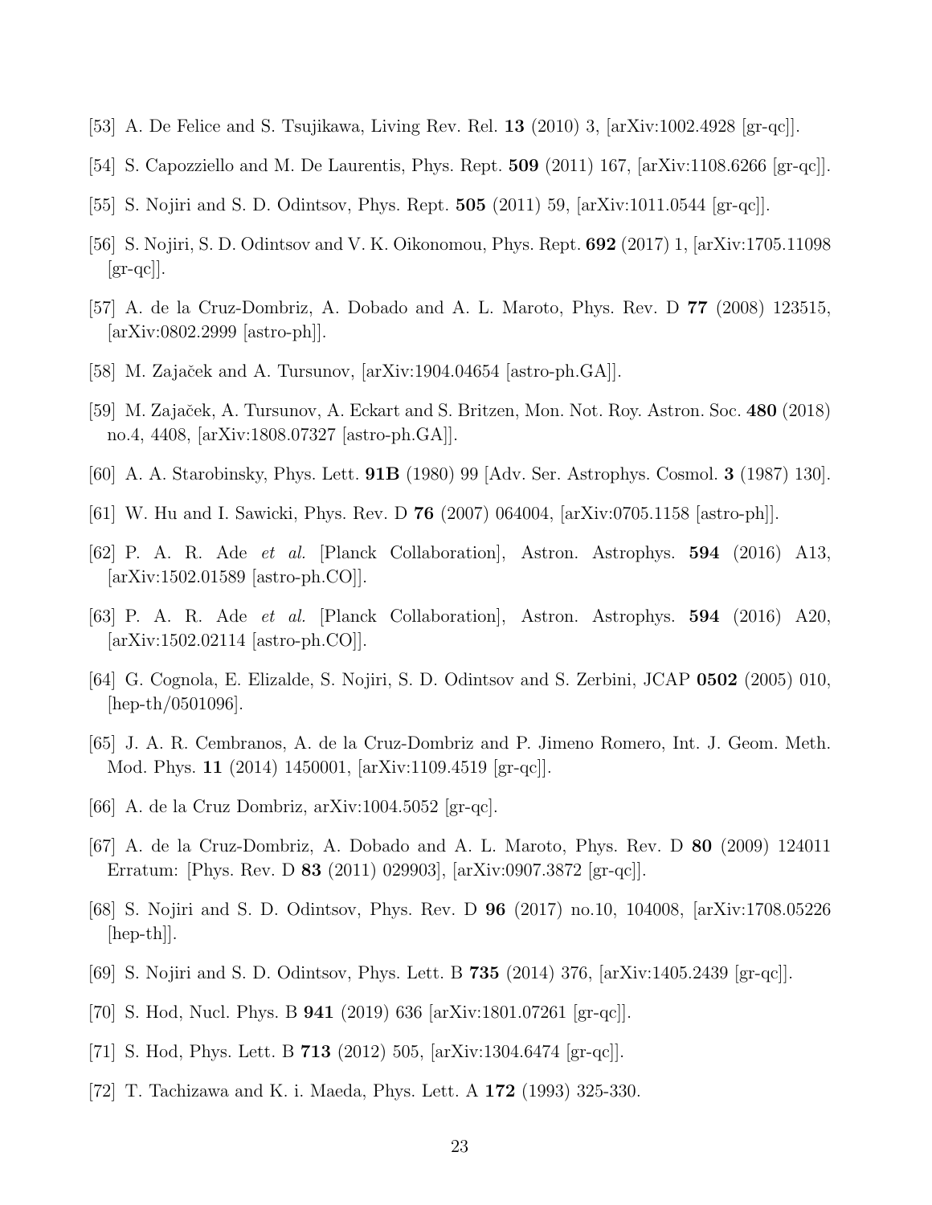[53] A. De Felice and S. Tsujikawa, Living Rev. Rel. **13** (2010) 3, [arXiv:1002.4928 [gr-qc]].

[54] S. Capozziello and M. De Laurentis, Phys. Rept. **509** (2011) 167, [arXiv:1108.6266 [gr-qc]].

[55] S. Nojiri and S. D. Odintsov, Phys. Rept. **505** (2011) 59, [arXiv:1011.0544 [gr-qc]].

[56] S. Nojiri, S. D. Odintsov and V. K. Oikonomou, Phys. Rept. **692** (2017) 1, [arXiv:1705.11098 [gr-qc]].

[57] A. de la Cruz-Dombriz, A. Dobado and A. L. Maroto, Phys. Rev. D **77** (2008) 123515, [arXiv:0802.2999 [astro-ph]].

[58] M. Zajaček and A. Tursunov, [arXiv:1904.04654 [astro-ph.GA]].

[59] M. Zajaček, A. Tursunov, A. Eckart and S. Britzen, Mon. Not. Roy. Astron. Soc. **480** (2018) no.4, 4408, [arXiv:1808.07327 [astro-ph.GA]].

[60] A. A. Starobinsky, Phys. Lett. **91B** (1980) 99 [Adv. Ser. Astrophys. Cosmol. **3** (1987) 130].

[61] W. Hu and I. Sawicki, Phys. Rev. D **76** (2007) 064004, [arXiv:0705.1158 [astro-ph]].

[62] P. A. R. Ade *et al.* [Planck Collaboration], Astron. Astrophys. **594** (2016) A13, [arXiv:1502.01589 [astro-ph.CO]].

[63] P. A. R. Ade *et al.* [Planck Collaboration], Astron. Astrophys. **594** (2016) A20, [arXiv:1502.02114 [astro-ph.CO]].

[64] G. Cognola, E. Elizalde, S. Nojiri, S. D. Odintsov and S. Zerbini, JCAP **0502** (2005) 010, [hep-th/0501096].

[65] J. A. R. Cembranos, A. de la Cruz-Dombriz and P. Jimeno Romero, Int. J. Geom. Meth. Mod. Phys. **11** (2014) 1450001, [arXiv:1109.4519 [gr-qc]].

[66] A. de la Cruz Dombriz, arXiv:1004.5052 [gr-qc].

[67] A. de la Cruz-Dombriz, A. Dobado and A. L. Maroto, Phys. Rev. D **80** (2009) 124011 Erratum: [Phys. Rev. D **83** (2011) 029903], [arXiv:0907.3872 [gr-qc]].

[68] S. Nojiri and S. D. Odintsov, Phys. Rev. D **96** (2017) no.10, 104008, [arXiv:1708.05226 [hep-th]].

[69] S. Nojiri and S. D. Odintsov, Phys. Lett. B **735** (2014) 376, [arXiv:1405.2439 [gr-qc]].

[70] S. Hod, Nucl. Phys. B **941** (2019) 636 [arXiv:1801.07261 [gr-qc]].

[71] S. Hod, Phys. Lett. B **713** (2012) 505, [arXiv:1304.6474 [gr-qc]].

[72] T. Tachizawa and K. i. Maeda, Phys. Lett. A **172** (1993) 325-330.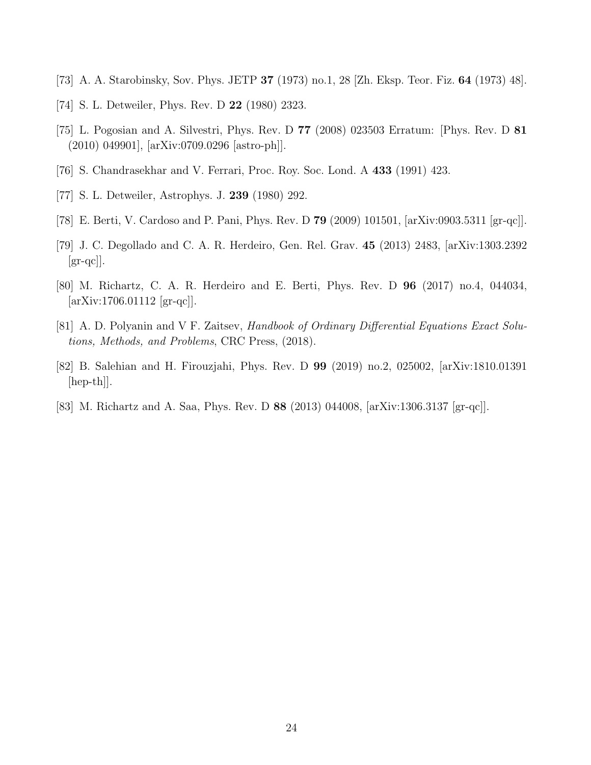[73] A. A. Starobinsky, Sov. Phys. JETP **37** (1973) no.1, 28 [Zh. Eksp. Teor. Fiz. **64** (1973) 48].

[74] S. L. Detweiler, Phys. Rev. D **22** (1980) 2323.

[75] L. Pogosian and A. Silvestri, Phys. Rev. D **77** (2008) 023503 Erratum: [Phys. Rev. D **81** (2010) 049901], [arXiv:0709.0296 [astro-ph]].

[76] S. Chandrasekhar and V. Ferrari, Proc. Roy. Soc. Lond. A **433** (1991) 423.

[77] S. L. Detweiler, Astrophys. J. **239** (1980) 292.

[78] E. Berti, V. Cardoso and P. Pani, Phys. Rev. D **79** (2009) 101501, [arXiv:0903.5311 [gr-qc]].

[79] J. C. Degollado and C. A. R. Herdeiro, Gen. Rel. Grav. **45** (2013) 2483, [arXiv:1303.2392 [gr-qc]].

[80] M. Richartz, C. A. R. Herdeiro and E. Berti, Phys. Rev. D **96** (2017) no.4, 044034, [arXiv:1706.01112 [gr-qc]].

[81] A. D. Polyanin and V F. Zaitsev, *Handbook of Ordinary Differential Equations Exact Solutions, Methods, and Problems*, CRC Press, (2018).

[82] B. Salehian and H. Firouzjahi, Phys. Rev. D **99** (2019) no.2, 025002, [arXiv:1810.01391 [hep-th]].

[83] M. Richartz and A. Saa, Phys. Rev. D **88** (2013) 044008, [arXiv:1306.3137 [gr-qc]].